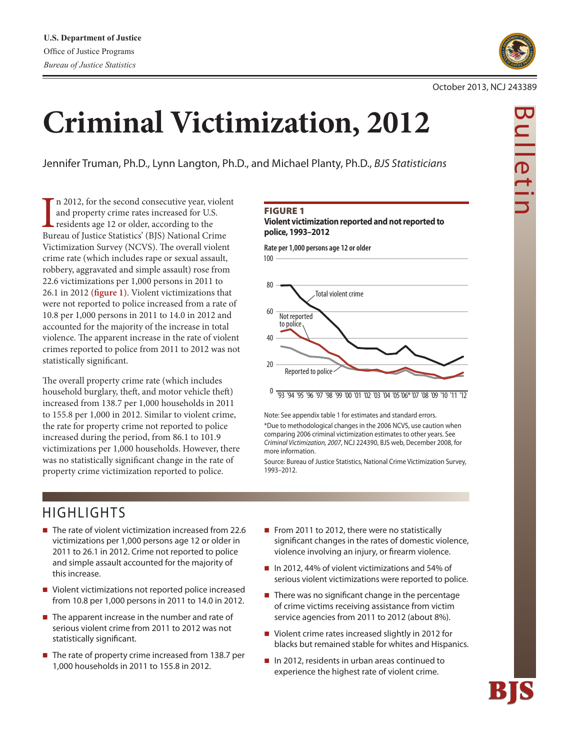U.S. Department of Justice
Office of Justice Programs
*Bureau of Justice Statistics*

October 2013, NCJ 243389

# Criminal Victimization, 2012

Jennifer Truman, Ph.D., Lynn Langton, Ph.D., and Michael Planty, Ph.D., *BJS Statisticians*

In 2012, for the second consecutive year, violent and property crime rates increased for U.S. residents age 12 or older, according to the Bureau of Justice Statistics' (BJS) National Crime Victimization Survey (NCVS). The overall violent crime rate (which includes rape or sexual assault, robbery, aggravated and simple assault) rose from 22.6 victimizations per 1,000 persons in 2011 to 26.1 in 2012 **(figure 1)**. Violent victimizations that were not reported to police increased from a rate of 10.8 per 1,000 persons in 2011 to 14.0 in 2012 and accounted for the majority of the increase in total violence. The apparent increase in the rate of violent crimes reported to police from 2011 to 2012 was not statistically significant.

The overall property crime rate (which includes household burglary, theft, and motor vehicle theft) increased from 138.7 per 1,000 households in 2011 to 155.8 per 1,000 in 2012. Similar to violent crime, the rate for property crime not reported to police increased during the period, from 86.1 to 101.9 victimizations per 1,000 households. However, there was no statistically significant change in the rate of property crime victimization reported to police.

**FIGURE 1**
**Violent victimization reported and not reported to police, 1993–2012**

Note: See appendix table 1 for estimates and standard errors.
*Due to methodological changes in the 2006 NCVS, use caution when comparing 2006 criminal victimization estimates to other years. See *Criminal Victimization, 2007*, NCJ 224390, BJS web, December 2008, for more information.
Source: Bureau of Justice Statistics, National Crime Victimization Survey, 1993–2012.

## HIGHLIGHTS

- The rate of violent victimization increased from 22.6 victimizations per 1,000 persons age 12 or older in 2011 to 26.1 in 2012. Crime not reported to police and simple assault accounted for the majority of this increase.
- Violent victimizations not reported police increased from 10.8 per 1,000 persons in 2011 to 14.0 in 2012.
- The apparent increase in the number and rate of serious violent crime from 2011 to 2012 was not statistically significant.
- The rate of property crime increased from 138.7 per 1,000 households in 2011 to 155.8 in 2012.
- From 2011 to 2012, there were no statistically significant changes in the rates of domestic violence, violence involving an injury, or firearm violence.
- In 2012, 44% of violent victimizations and 54% of serious violent victimizations were reported to police.
- There was no significant change in the percentage of crime victims receiving assistance from victim service agencies from 2011 to 2012 (about 8%).
- Violent crime rates increased slightly in 2012 for blacks but remained stable for whites and Hispanics.
- In 2012, residents in urban areas continued to experience the highest rate of violent crime.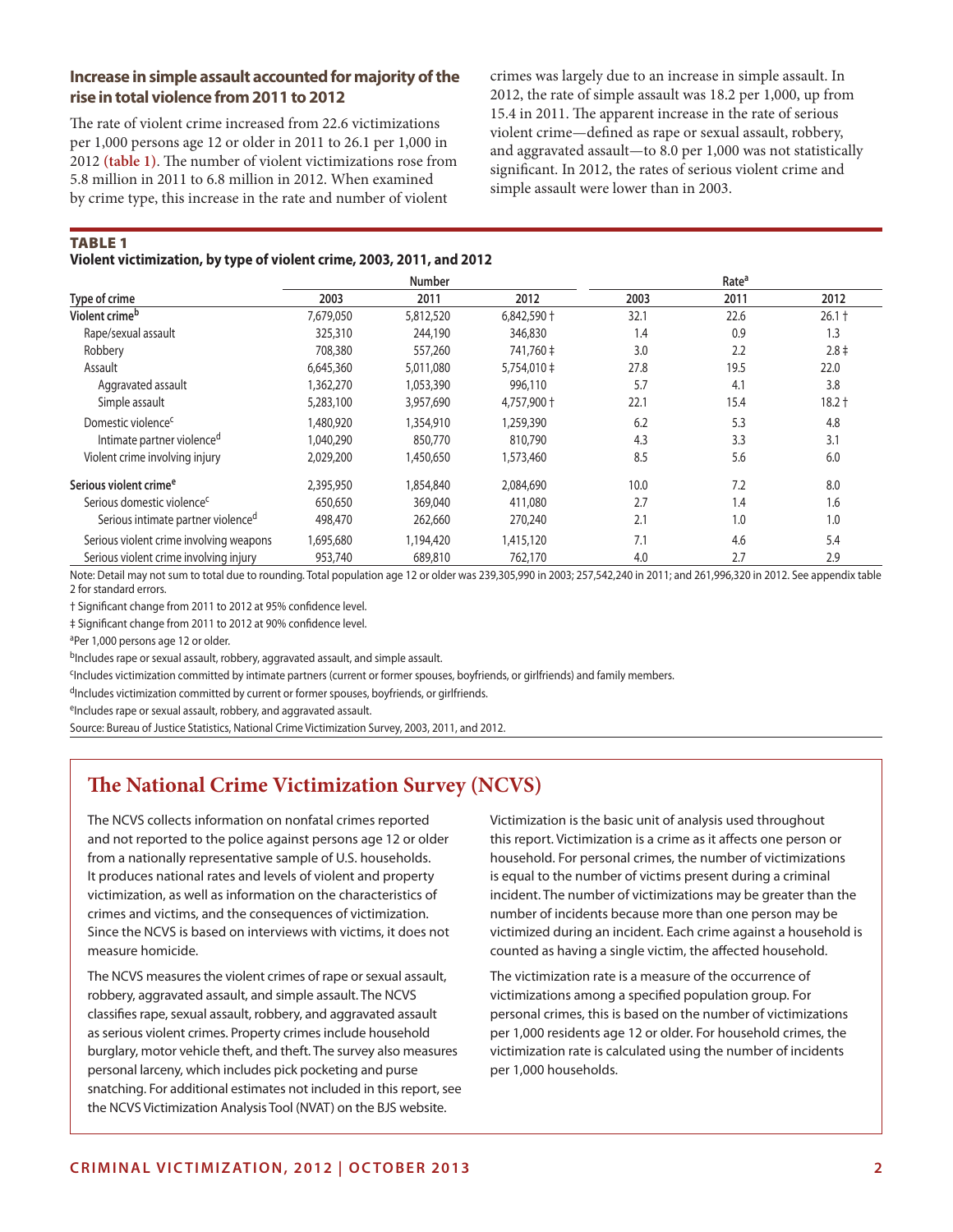### Increase in simple assault accounted for majority of the rise in total violence from 2011 to 2012

The rate of violent crime increased from 22.6 victimizations per 1,000 persons age 12 or older in 2011 to 26.1 per 1,000 in 2012 **(table 1)**. The number of violent victimizations rose from 5.8 million in 2011 to 6.8 million in 2012. When examined by crime type, this increase in the rate and number of violent crimes was largely due to an increase in simple assault. In 2012, the rate of simple assault was 18.2 per 1,000, up from 15.4 in 2011. The apparent increase in the rate of serious violent crime—defined as rape or sexual assault, robbery, and aggravated assault—to 8.0 per 1,000 was not statistically significant. In 2012, the rates of serious violent crime and simple assault were lower than in 2003.

**TABLE 1**
**Violent victimization, by type of violent crime, 2003, 2011, and 2012**

| Type of crime | Number | | | Rate[a] | | |
|---|---|---|---|---|---|---|
| | 2003 | 2011 | 2012 | 2003 | 2011 | 2012 |
| Violent crime[b] | 7,679,050 | 5,812,520 | 6,842,590 † | 32.1 | 22.6 | 26.1 † |
| Rape/sexual assault | 325,310 | 244,190 | 346,830 | 1.4 | 0.9 | 1.3 |
| Robbery | 708,380 | 557,260 | 741,760 ‡ | 3.0 | 2.2 | 2.8 ‡ |
| Assault | 6,645,360 | 5,011,080 | 5,754,010 ‡ | 27.8 | 19.5 | 22.0 |
| Aggravated assault | 1,362,270 | 1,053,390 | 996,110 | 5.7 | 4.1 | 3.8 |
| Simple assault | 5,283,100 | 3,957,690 | 4,757,900 † | 22.1 | 15.4 | 18.2 † |
| Domestic violence[c] | 1,480,920 | 1,354,910 | 1,259,390 | 6.2 | 5.3 | 4.8 |
| Intimate partner violence[d] | 1,040,290 | 850,770 | 810,790 | 4.3 | 3.3 | 3.1 |
| Violent crime involving injury | 2,029,200 | 1,450,650 | 1,573,460 | 8.5 | 5.6 | 6.0 |
| Serious violent crime[e] | 2,395,950 | 1,854,840 | 2,084,690 | 10.0 | 7.2 | 8.0 |
| Serious domestic violence[c] | 650,650 | 369,040 | 411,080 | 2.7 | 1.4 | 1.6 |
| Serious intimate partner violence[d] | 498,470 | 262,660 | 270,240 | 2.1 | 1.0 | 1.0 |
| Serious violent crime involving weapons | 1,695,680 | 1,194,420 | 1,415,120 | 7.1 | 4.6 | 5.4 |
| Serious violent crime involving injury | 953,740 | 689,810 | 762,170 | 4.0 | 2.7 | 2.9 |

Note: Detail may not sum to total due to rounding. Total population age 12 or older was 239,305,990 in 2003; 257,542,240 in 2011; and 261,996,320 in 2012. See appendix table 2 for standard errors.

† Significant change from 2011 to 2012 at 95% confidence level.

‡ Significant change from 2011 to 2012 at 90% confidence level.

[a]Per 1,000 persons age 12 or older.

[b]Includes rape or sexual assault, robbery, aggravated assault, and simple assault.

[c]Includes victimization committed by intimate partners (current or former spouses, boyfriends, or girlfriends) and family members.

[d]Includes victimization committed by current or former spouses, boyfriends, or girlfriends.

[e]Includes rape or sexual assault, robbery, and aggravated assault.

Source: Bureau of Justice Statistics, National Crime Victimization Survey, 2003, 2011, and 2012.

## The National Crime Victimization Survey (NCVS)

The NCVS collects information on nonfatal crimes reported and not reported to the police against persons age 12 or older from a nationally representative sample of U.S. households. It produces national rates and levels of violent and property victimization, as well as information on the characteristics of crimes and victims, and the consequences of victimization. Since the NCVS is based on interviews with victims, it does not measure homicide.

The NCVS measures the violent crimes of rape or sexual assault, robbery, aggravated assault, and simple assault. The NCVS classifies rape, sexual assault, robbery, and aggravated assault as serious violent crimes. Property crimes include household burglary, motor vehicle theft, and theft. The survey also measures personal larceny, which includes pick pocketing and purse snatching. For additional estimates not included in this report, see the NCVS Victimization Analysis Tool (NVAT) on the BJS website.

Victimization is the basic unit of analysis used throughout this report. Victimization is a crime as it affects one person or household. For personal crimes, the number of victimizations is equal to the number of victims present during a criminal incident. The number of victimizations may be greater than the number of incidents because more than one person may be victimized during an incident. Each crime against a household is counted as having a single victim, the affected household.

The victimization rate is a measure of the occurrence of victimizations among a specified population group. For personal crimes, this is based on the number of victimizations per 1,000 residents age 12 or older. For household crimes, the victimization rate is calculated using the number of incidents per 1,000 households.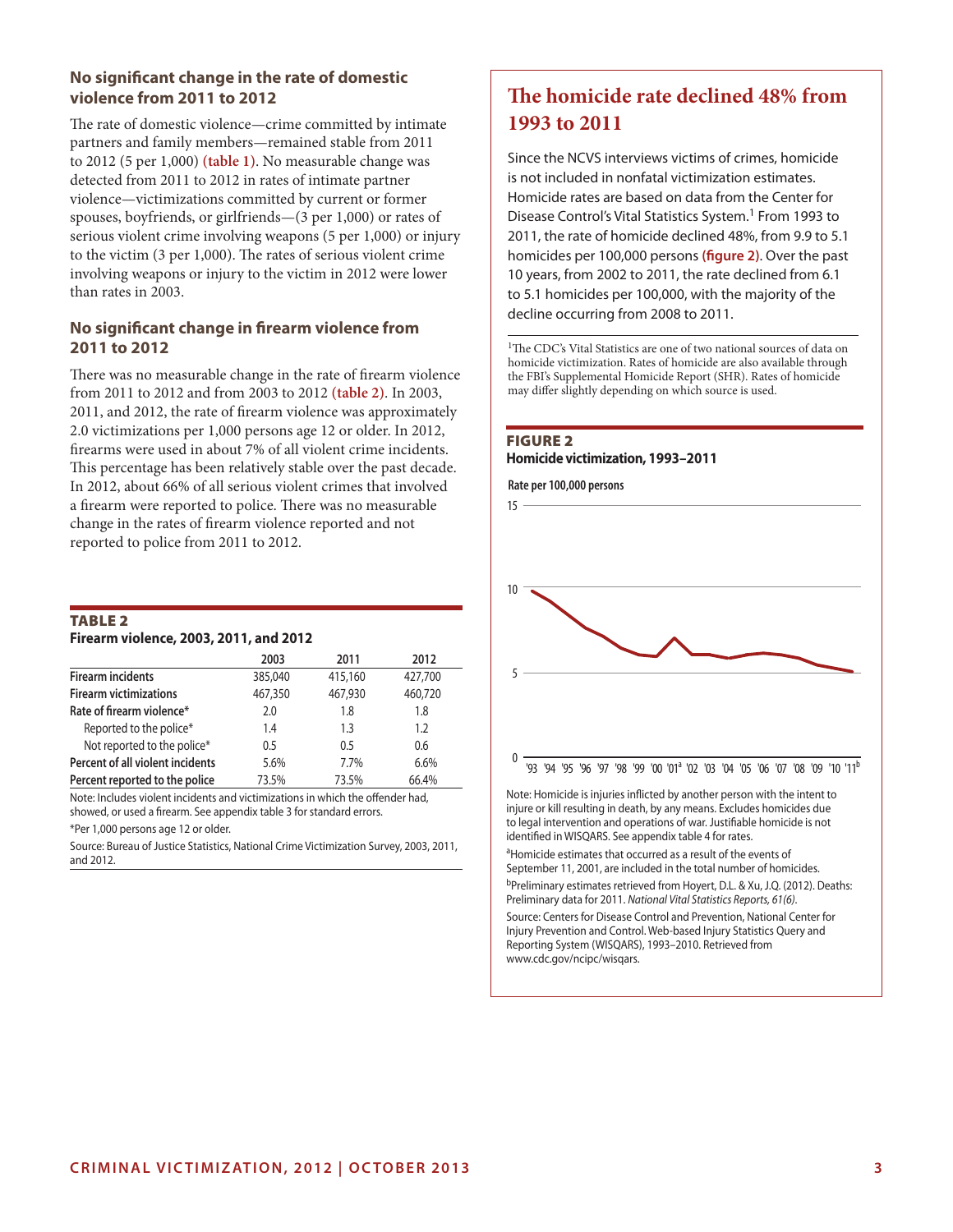## No significant change in the rate of domestic violence from 2011 to 2012

The rate of domestic violence—crime committed by intimate partners and family members—remained stable from 2011 to 2012 (5 per 1,000) **(table 1)**. No measurable change was detected from 2011 to 2012 in rates of intimate partner violence—victimizations committed by current or former spouses, boyfriends, or girlfriends—(3 per 1,000) or rates of serious violent crime involving weapons (5 per 1,000) or injury to the victim (3 per 1,000). The rates of serious violent crime involving weapons or injury to the victim in 2012 were lower than rates in 2003.

## No significant change in firearm violence from 2011 to 2012

There was no measurable change in the rate of firearm violence from 2011 to 2012 and from 2003 to 2012 **(table 2)**. In 2003, 2011, and 2012, the rate of firearm violence was approximately 2.0 victimizations per 1,000 persons age 12 or older. In 2012, firearms were used in about 7% of all violent crime incidents. This percentage has been relatively stable over the past decade. In 2012, about 66% of all serious violent crimes that involved a firearm were reported to police. There was no measurable change in the rates of firearm violence reported and not reported to police from 2011 to 2012.

**TABLE 2**
**Firearm violence, 2003, 2011, and 2012**

| | 2003 | 2011 | 2012 |
|---|---|---|---|
| Firearm incidents | 385,040 | 415,160 | 427,700 |
| Firearm victimizations | 467,350 | 467,930 | 460,720 |
| Rate of firearm violence* | 2.0 | 1.8 | 1.8 |
| Reported to the police* | 1.4 | 1.3 | 1.2 |
| Not reported to the police* | 0.5 | 0.5 | 0.6 |
| Percent of all violent incidents | 5.6% | 7.7% | 6.6% |
| Percent reported to the police | 73.5% | 73.5% | 66.4% |

Note: Includes violent incidents and victimizations in which the offender had, showed, or used a firearm. See appendix table 3 for standard errors.

*Per 1,000 persons age 12 or older.

Source: Bureau of Justice Statistics, National Crime Victimization Survey, 2003, 2011, and 2012.

## The homicide rate declined 48% from 1993 to 2011

Since the NCVS interviews victims of crimes, homicide is not included in nonfatal victimization estimates. Homicide rates are based on data from the Center for Disease Control's Vital Statistics System.[1] From 1993 to 2011, the rate of homicide declined 48%, from 9.9 to 5.1 homicides per 100,000 persons **(figure 2)**. Over the past 10 years, from 2002 to 2011, the rate declined from 6.1 to 5.1 homicides per 100,000, with the majority of the decline occurring from 2008 to 2011.

[1]The CDC's Vital Statistics are one of two national sources of data on homicide victimization. Rates of homicide are also available through the FBI's Supplemental Homicide Report (SHR). Rates of homicide may differ slightly depending on which source is used.

**FIGURE 2**
**Homicide victimization, 1993–2011**

Rate per 100,000 persons

Note: Homicide is injuries inflicted by another person with the intent to injure or kill resulting in death, by any means. Excludes homicides due to legal intervention and operations of war. Justifiable homicide is not identified in WISQARS. See appendix table 4 for rates.

[a]Homicide estimates that occurred as a result of the events of September 11, 2001, are included in the total number of homicides.

[b]Preliminary estimates retrieved from Hoyert, D.L. & Xu, J.Q. (2012). Deaths: Preliminary data for 2011. *National Vital Statistics Reports, 61(6)*.

Source: Centers for Disease Control and Prevention, National Center for Injury Prevention and Control. Web-based Injury Statistics Query and Reporting System (WISQARS), 1993–2010. Retrieved from www.cdc.gov/ncipc/wisqars.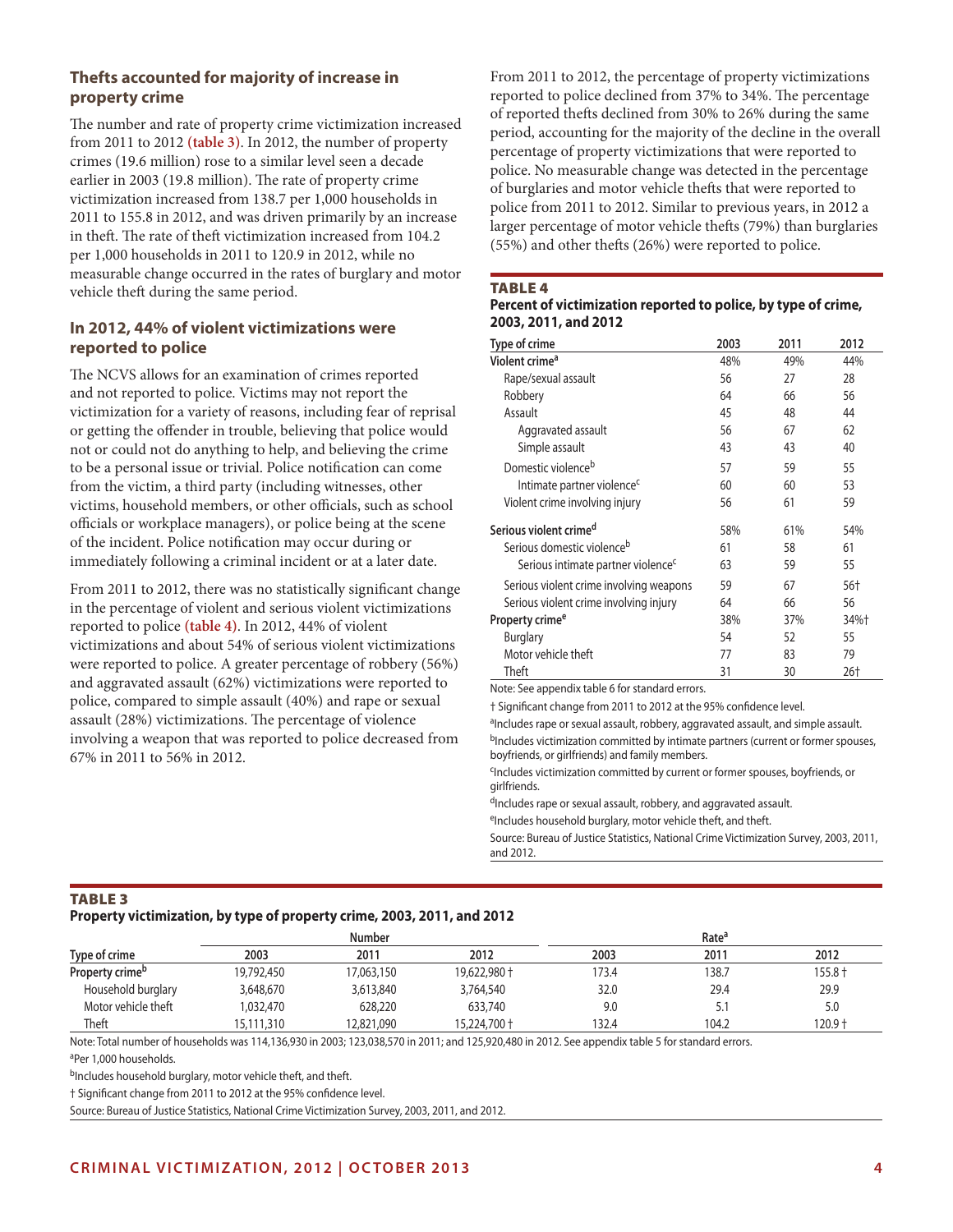## Thefts accounted for majority of increase in property crime

The number and rate of property crime victimization increased from 2011 to 2012 (table 3). In 2012, the number of property crimes (19.6 million) rose to a similar level seen a decade earlier in 2003 (19.8 million). The rate of property crime victimization increased from 138.7 per 1,000 households in 2011 to 155.8 in 2012, and was driven primarily by an increase in theft. The rate of theft victimization increased from 104.2 per 1,000 households in 2011 to 120.9 in 2012, while no measurable change occurred in the rates of burglary and motor vehicle theft during the same period.

## In 2012, 44% of violent victimizations were reported to police

The NCVS allows for an examination of crimes reported and not reported to police. Victims may not report the victimization for a variety of reasons, including fear of reprisal or getting the offender in trouble, believing that police would not or could not do anything to help, and believing the crime to be a personal issue or trivial. Police notification can come from the victim, a third party (including witnesses, other victims, household members, or other officials, such as school officials or workplace managers), or police being at the scene of the incident. Police notification may occur during or immediately following a criminal incident or at a later date.

From 2011 to 2012, there was no statistically significant change in the percentage of violent and serious violent victimizations reported to police (table 4). In 2012, 44% of violent victimizations and about 54% of serious violent victimizations were reported to police. A greater percentage of robbery (56%) and aggravated assault (62%) victimizations were reported to police, compared to simple assault (40%) and rape or sexual assault (28%) victimizations. The percentage of violence involving a weapon that was reported to police decreased from 67% in 2011 to 56% in 2012.

From 2011 to 2012, the percentage of property victimizations reported to police declined from 37% to 34%. The percentage of reported thefts declined from 30% to 26% during the same period, accounting for the majority of the decline in the overall percentage of property victimizations that were reported to police. No measurable change was detected in the percentage of burglaries and motor vehicle thefts that were reported to police from 2011 to 2012. Similar to previous years, in 2012 a larger percentage of motor vehicle thefts (79%) than burglaries (55%) and other thefts (26%) were reported to police.

**TABLE 4**
**Percent of victimization reported to police, by type of crime, 2003, 2011, and 2012**

| Type of crime | 2003 | 2011 | 2012 |
|---|---|---|---|
| **Violent crime[a]** | 48% | 49% | 44% |
| Rape/sexual assault | 56 | 27 | 28 |
| Robbery | 64 | 66 | 56 |
| Assault | 45 | 48 | 44 |
| Aggravated assault | 56 | 67 | 62 |
| Simple assault | 43 | 43 | 40 |
| Domestic violence[b] | 57 | 59 | 55 |
| Intimate partner violence[c] | 60 | 60 | 53 |
| Violent crime involving injury | 56 | 61 | 59 |
| **Serious violent crime[d]** | 58% | 61% | 54% |
| Serious domestic violence[b] | 61 | 58 | 61 |
| Serious intimate partner violence[c] | 63 | 59 | 55 |
| Serious violent crime involving weapons | 59 | 67 | 56† |
| Serious violent crime involving injury | 64 | 66 | 56 |
| **Property crime[e]** | 38% | 37% | 34%† |
| Burglary | 54 | 52 | 55 |
| Motor vehicle theft | 77 | 83 | 79 |
| Theft | 31 | 30 | 26† |

Note: See appendix table 6 for standard errors.

† Significant change from 2011 to 2012 at the 95% confidence level.

[a]Includes rape or sexual assault, robbery, aggravated assault, and simple assault.

[b]Includes victimization committed by intimate partners (current or former spouses, boyfriends, or girlfriends) and family members.

[c]Includes victimization committed by current or former spouses, boyfriends, or girlfriends.

[d]Includes rape or sexual assault, robbery, and aggravated assault.

[e]Includes household burglary, motor vehicle theft, and theft.

Source: Bureau of Justice Statistics, National Crime Victimization Survey, 2003, 2011, and 2012.

**TABLE 3**
**Property victimization, by type of property crime, 2003, 2011, and 2012**

| | Number | | | Rate[a] | | |
|---|---|---|---|---|---|---|
| Type of crime | 2003 | 2011 | 2012 | 2003 | 2011 | 2012 |
| **Property crime[b]** | 19,792,450 | 17,063,150 | 19,622,980 † | 173.4 | 138.7 | 155.8 † |
| Household burglary | 3,648,670 | 3,613,840 | 3,764,540 | 32.0 | 29.4 | 29.9 |
| Motor vehicle theft | 1,032,470 | 628,220 | 633,740 | 9.0 | 5.1 | 5.0 |
| Theft | 15,111,310 | 12,821,090 | 15,224,700 † | 132.4 | 104.2 | 120.9 † |

Note: Total number of households was 114,136,930 in 2003; 123,038,570 in 2011; and 125,920,480 in 2012. See appendix table 5 for standard errors.

[a]Per 1,000 households.

[b]Includes household burglary, motor vehicle theft, and theft.

† Significant change from 2011 to 2012 at the 95% confidence level.

Source: Bureau of Justice Statistics, National Crime Victimization Survey, 2003, 2011, and 2012.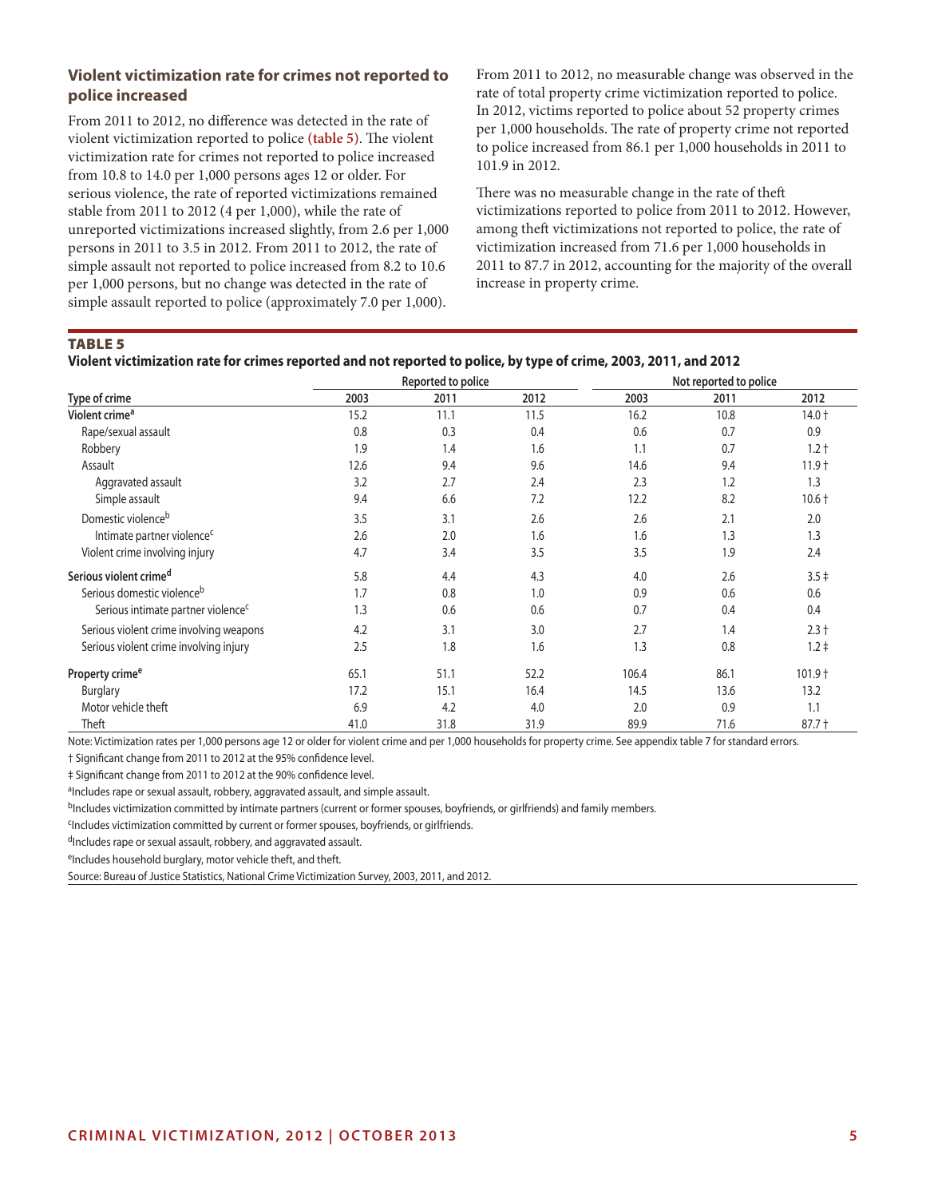## Violent victimization rate for crimes not reported to police increased

From 2011 to 2012, no difference was detected in the rate of violent victimization reported to police **(table 5)**. The violent victimization rate for crimes not reported to police increased from 10.8 to 14.0 per 1,000 persons ages 12 or older. For serious violence, the rate of reported victimizations remained stable from 2011 to 2012 (4 per 1,000), while the rate of unreported victimizations increased slightly, from 2.6 per 1,000 persons in 2011 to 3.5 in 2012. From 2011 to 2012, the rate of simple assault not reported to police increased from 8.2 to 10.6 per 1,000 persons, but no change was detected in the rate of simple assault reported to police (approximately 7.0 per 1,000).

From 2011 to 2012, no measurable change was observed in the rate of total property crime victimization reported to police. In 2012, victims reported to police about 52 property crimes per 1,000 households. The rate of property crime not reported to police increased from 86.1 per 1,000 households in 2011 to 101.9 in 2012.

There was no measurable change in the rate of theft victimizations reported to police from 2011 to 2012. However, among theft victimizations not reported to police, the rate of victimization increased from 71.6 per 1,000 households in 2011 to 87.7 in 2012, accounting for the majority of the overall increase in property crime.

**TABLE 5**

**Violent victimization rate for crimes reported and not reported to police, by type of crime, 2003, 2011, and 2012**

| | Reported to police | | | Not reported to police | | |
|---|---|---|---|---|---|---|
| Type of crime | 2003 | 2011 | 2012 | 2003 | 2011 | 2012 |
| **Violent crime[a]** | 15.2 | 11.1 | 11.5 | 16.2 | 10.8 | 14.0 † |
| Rape/sexual assault | 0.8 | 0.3 | 0.4 | 0.6 | 0.7 | 0.9 |
| Robbery | 1.9 | 1.4 | 1.6 | 1.1 | 0.7 | 1.2 † |
| Assault | 12.6 | 9.4 | 9.6 | 14.6 | 9.4 | 11.9 † |
| Aggravated assault | 3.2 | 2.7 | 2.4 | 2.3 | 1.2 | 1.3 |
| Simple assault | 9.4 | 6.6 | 7.2 | 12.2 | 8.2 | 10.6 † |
| Domestic violence[b] | 3.5 | 3.1 | 2.6 | 2.6 | 2.1 | 2.0 |
| Intimate partner violence[c] | 2.6 | 2.0 | 1.6 | 1.6 | 1.3 | 1.3 |
| Violent crime involving injury | 4.7 | 3.4 | 3.5 | 3.5 | 1.9 | 2.4 |
| **Serious violent crime[d]** | 5.8 | 4.4 | 4.3 | 4.0 | 2.6 | 3.5 ‡ |
| Serious domestic violence[b] | 1.7 | 0.8 | 1.0 | 0.9 | 0.6 | 0.6 |
| Serious intimate partner violence[c] | 1.3 | 0.6 | 0.6 | 0.7 | 0.4 | 0.4 |
| Serious violent crime involving weapons | 4.2 | 3.1 | 3.0 | 2.7 | 1.4 | 2.3 † |
| Serious violent crime involving injury | 2.5 | 1.8 | 1.6 | 1.3 | 0.8 | 1.2 ‡ |
| **Property crime[e]** | 65.1 | 51.1 | 52.2 | 106.4 | 86.1 | 101.9 † |
| Burglary | 17.2 | 15.1 | 16.4 | 14.5 | 13.6 | 13.2 |
| Motor vehicle theft | 6.9 | 4.2 | 4.0 | 2.0 | 0.9 | 1.1 |
| Theft | 41.0 | 31.8 | 31.9 | 89.9 | 71.6 | 87.7 † |

Note: Victimization rates per 1,000 persons age 12 or older for violent crime and per 1,000 households for property crime. See appendix table 7 for standard errors.

† Significant change from 2011 to 2012 at the 95% confidence level.

‡ Significant change from 2011 to 2012 at the 90% confidence level.

[a]Includes rape or sexual assault, robbery, aggravated assault, and simple assault.

[b]Includes victimization committed by intimate partners (current or former spouses, boyfriends, or girlfriends) and family members.

[c]Includes victimization committed by current or former spouses, boyfriends, or girlfriends.

[d]Includes rape or sexual assault, robbery, and aggravated assault.

[e]Includes household burglary, motor vehicle theft, and theft.

Source: Bureau of Justice Statistics, National Crime Victimization Survey, 2003, 2011, and 2012.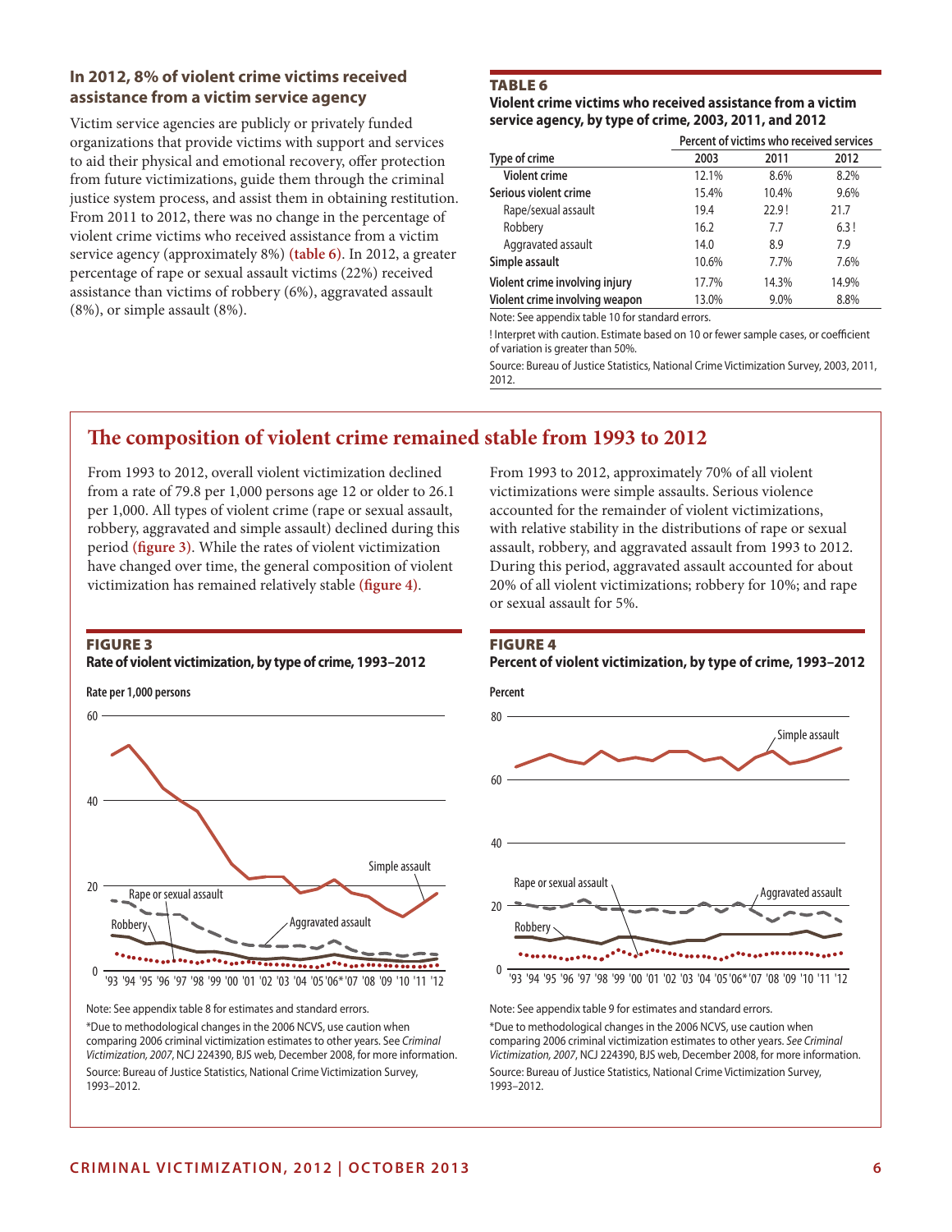### In 2012, 8% of violent crime victims received assistance from a victim service agency

Victim service agencies are publicly or privately funded organizations that provide victims with support and services to aid their physical and emotional recovery, offer protection from future victimizations, guide them through the criminal justice system process, and assist them in obtaining restitution. From 2011 to 2012, there was no change in the percentage of violent crime victims who received assistance from a victim service agency (approximately 8%) **(table 6)**. In 2012, a greater percentage of rape or sexual assault victims (22%) received assistance than victims of robbery (6%), aggravated assault (8%), or simple assault (8%).

**TABLE 6**
**Violent crime victims who received assistance from a victim service agency, by type of crime, 2003, 2011, and 2012**

| | Percent of victims who received services | | |
|---|---|---|---|
| Type of crime | 2003 | 2011 | 2012 |
| Violent crime | 12.1% | 8.6% | 8.2% |
| **Serious violent crime** | 15.4% | 10.4% | 9.6% |
| Rape/sexual assault | 19.4 | 22.9 ! | 21.7 |
| Robbery | 16.2 | 7.7 | 6.3 ! |
| Aggravated assault | 14.0 | 8.9 | 7.9 |
| **Simple assault** | 10.6% | 7.7% | 7.6% |
| **Violent crime involving injury** | 17.7% | 14.3% | 14.9% |
| **Violent crime involving weapon** | 13.0% | 9.0% | 8.8% |

Note: See appendix table 10 for standard errors.

! Interpret with caution. Estimate based on 10 or fewer sample cases, or coefficient of variation is greater than 50%.

Source: Bureau of Justice Statistics, National Crime Victimization Survey, 2003, 2011, 2012.

## The composition of violent crime remained stable from 1993 to 2012

From 1993 to 2012, overall violent victimization declined from a rate of 79.8 per 1,000 persons age 12 or older to 26.1 per 1,000. All types of violent crime (rape or sexual assault, robbery, aggravated and simple assault) declined during this period **(figure 3)**. While the rates of violent victimization have changed over time, the general composition of violent victimization has remained relatively stable **(figure 4)**.

From 1993 to 2012, approximately 70% of all violent victimizations were simple assaults. Serious violence accounted for the remainder of violent victimizations, with relative stability in the distributions of rape or sexual assault, robbery, and aggravated assault from 1993 to 2012. During this period, aggravated assault accounted for about 20% of all violent victimizations; robbery for 10%; and rape or sexual assault for 5%.

**FIGURE 3**
**Rate of violent victimization, by type of crime, 1993–2012**

Note: See appendix table 8 for estimates and standard errors.

*Due to methodological changes in the 2006 NCVS, use caution when comparing 2006 criminal victimization estimates to other years. See *Criminal Victimization, 2007*, NCJ 224390, BJS web, December 2008, for more information.

Source: Bureau of Justice Statistics, National Crime Victimization Survey, 1993–2012.

**FIGURE 4**
**Percent of violent victimization, by type of crime, 1993–2012**

Note: See appendix table 9 for estimates and standard errors.

*Due to methodological changes in the 2006 NCVS, use caution when comparing 2006 criminal victimization estimates to other years. See *Criminal Victimization, 2007*, NCJ 224390, BJS web, December 2008, for more information.

Source: Bureau of Justice Statistics, National Crime Victimization Survey, 1993–2012.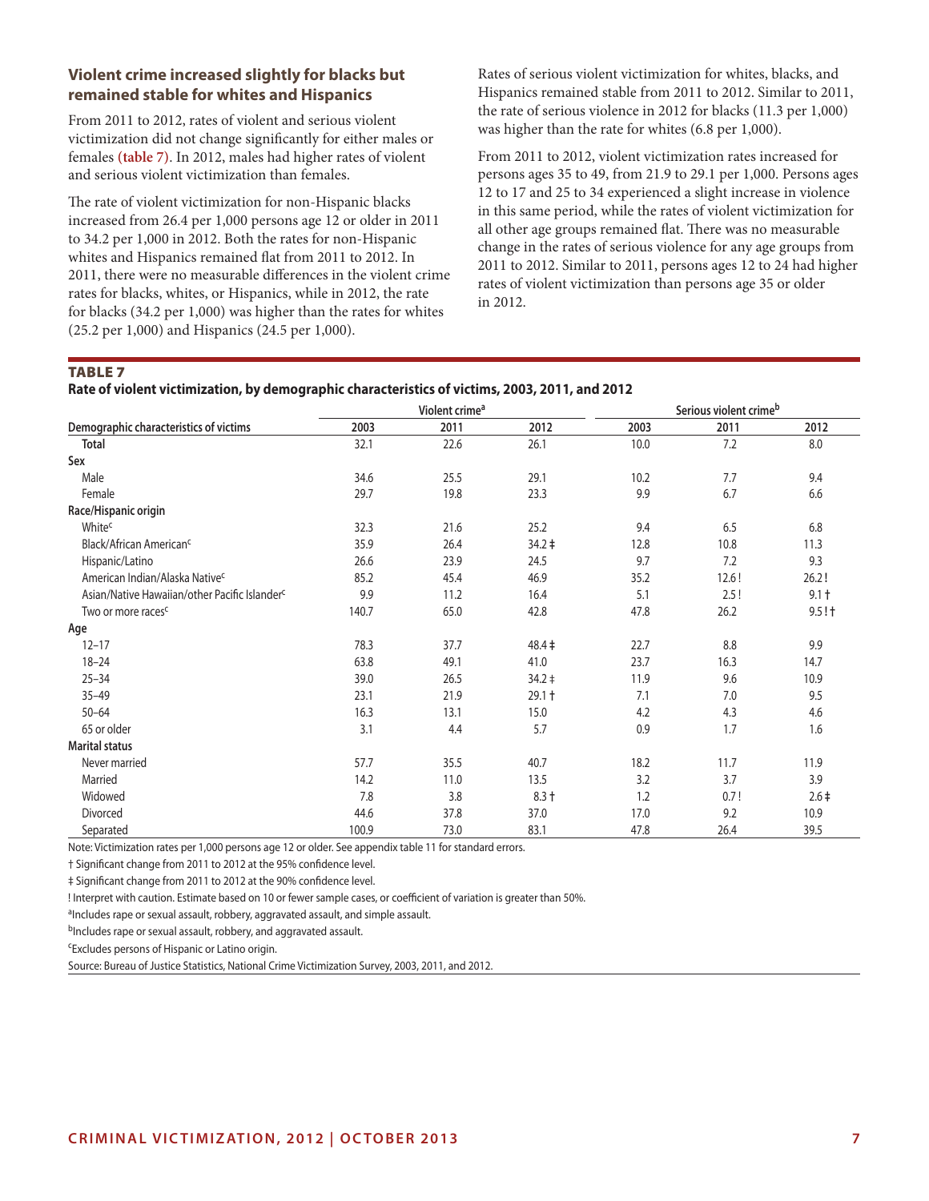## Violent crime increased slightly for blacks but remained stable for whites and Hispanics

From 2011 to 2012, rates of violent and serious violent victimization did not change significantly for either males or females **(table 7)**. In 2012, males had higher rates of violent and serious violent victimization than females.

The rate of violent victimization for non-Hispanic blacks increased from 26.4 per 1,000 persons age 12 or older in 2011 to 34.2 per 1,000 in 2012. Both the rates for non-Hispanic whites and Hispanics remained flat from 2011 to 2012. In 2011, there were no measurable differences in the violent crime rates for blacks, whites, or Hispanics, while in 2012, the rate for blacks (34.2 per 1,000) was higher than the rates for whites (25.2 per 1,000) and Hispanics (24.5 per 1,000).

Rates of serious violent victimization for whites, blacks, and Hispanics remained stable from 2011 to 2012. Similar to 2011, the rate of serious violence in 2012 for blacks (11.3 per 1,000) was higher than the rate for whites (6.8 per 1,000).

From 2011 to 2012, violent victimization rates increased for persons ages 35 to 49, from 21.9 to 29.1 per 1,000. Persons ages 12 to 17 and 25 to 34 experienced a slight increase in violence in this same period, while the rates of violent victimization for all other age groups remained flat. There was no measurable change in the rates of serious violence for any age groups from 2011 to 2012. Similar to 2011, persons ages 12 to 24 had higher rates of violent victimization than persons age 35 or older in 2012.

**TABLE 7**
**Rate of violent victimization, by demographic characteristics of victims, 2003, 2011, and 2012**

| | Violent crime[a] | | | Serious violent crime[b] | | |
|---|---|---|---|---|---|---|
| Demographic characteristics of victims | 2003 | 2011 | 2012 | 2003 | 2011 | 2012 |
| **Total** | 32.1 | 22.6 | 26.1 | 10.0 | 7.2 | 8.0 |
| **Sex** | | | | | | |
| Male | 34.6 | 25.5 | 29.1 | 10.2 | 7.7 | 9.4 |
| Female | 29.7 | 19.8 | 23.3 | 9.9 | 6.7 | 6.6 |
| **Race/Hispanic origin** | | | | | | |
| White[c] | 32.3 | 21.6 | 25.2 | 9.4 | 6.5 | 6.8 |
| Black/African American[c] | 35.9 | 26.4 | 34.2 ‡ | 12.8 | 10.8 | 11.3 |
| Hispanic/Latino | 26.6 | 23.9 | 24.5 | 9.7 | 7.2 | 9.3 |
| American Indian/Alaska Native[c] | 85.2 | 45.4 | 46.9 | 35.2 | 12.6 ! | 26.2 ! |
| Asian/Native Hawaiian/other Pacific Islander[c] | 9.9 | 11.2 | 16.4 | 5.1 | 2.5 ! | 9.1 † |
| Two or more races[c] | 140.7 | 65.0 | 42.8 | 47.8 | 26.2 | 9.5 ! † |
| **Age** | | | | | | |
| 12–17 | 78.3 | 37.7 | 48.4 ‡ | 22.7 | 8.8 | 9.9 |
| 18–24 | 63.8 | 49.1 | 41.0 | 23.7 | 16.3 | 14.7 |
| 25–34 | 39.0 | 26.5 | 34.2 ‡ | 11.9 | 9.6 | 10.9 |
| 35–49 | 23.1 | 21.9 | 29.1 † | 7.1 | 7.0 | 9.5 |
| 50–64 | 16.3 | 13.1 | 15.0 | 4.2 | 4.3 | 4.6 |
| 65 or older | 3.1 | 4.4 | 5.7 | 0.9 | 1.7 | 1.6 |
| **Marital status** | | | | | | |
| Never married | 57.7 | 35.5 | 40.7 | 18.2 | 11.7 | 11.9 |
| Married | 14.2 | 11.0 | 13.5 | 3.2 | 3.7 | 3.9 |
| Widowed | 7.8 | 3.8 | 8.3 † | 1.2 | 0.7 ! | 2.6 ‡ |
| Divorced | 44.6 | 37.8 | 37.0 | 17.0 | 9.2 | 10.9 |
| Separated | 100.9 | 73.0 | 83.1 | 47.8 | 26.4 | 39.5 |

Note: Victimization rates per 1,000 persons age 12 or older. See appendix table 11 for standard errors.

† Significant change from 2011 to 2012 at the 95% confidence level.

‡ Significant change from 2011 to 2012 at the 90% confidence level.

! Interpret with caution. Estimate based on 10 or fewer sample cases, or coefficient of variation is greater than 50%.

[a]Includes rape or sexual assault, robbery, aggravated assault, and simple assault.

[b]Includes rape or sexual assault, robbery, and aggravated assault.

[c]Excludes persons of Hispanic or Latino origin.

Source: Bureau of Justice Statistics, National Crime Victimization Survey, 2003, 2011, and 2012.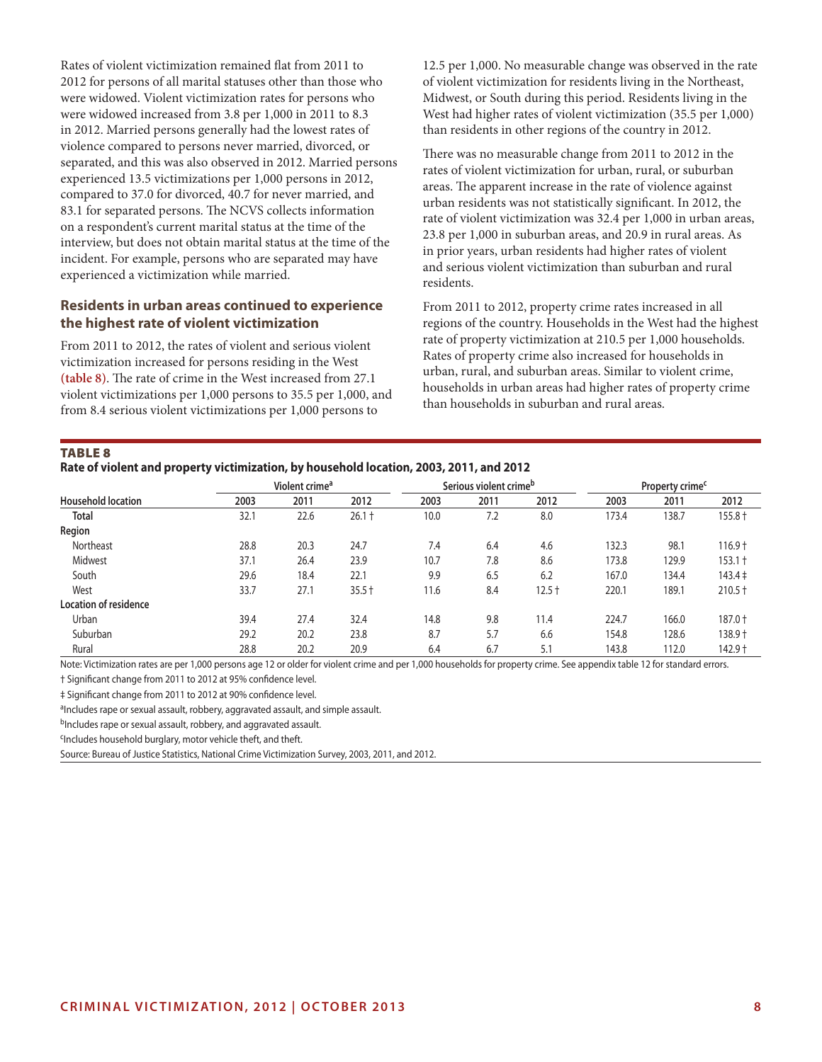Rates of violent victimization remained flat from 2011 to 2012 for persons of all marital statuses other than those who were widowed. Violent victimization rates for persons who were widowed increased from 3.8 per 1,000 in 2011 to 8.3 in 2012. Married persons generally had the lowest rates of violence compared to persons never married, divorced, or separated, and this was also observed in 2012. Married persons experienced 13.5 victimizations per 1,000 persons in 2012, compared to 37.0 for divorced, 40.7 for never married, and 83.1 for separated persons. The NCVS collects information on a respondent's current marital status at the time of the interview, but does not obtain marital status at the time of the incident. For example, persons who are separated may have experienced a victimization while married.

### Residents in urban areas continued to experience the highest rate of violent victimization

From 2011 to 2012, the rates of violent and serious violent victimization increased for persons residing in the West **(table 8)**. The rate of crime in the West increased from 27.1 violent victimizations per 1,000 persons to 35.5 per 1,000, and from 8.4 serious violent victimizations per 1,000 persons to 12.5 per 1,000. No measurable change was observed in the rate of violent victimization for residents living in the Northeast, Midwest, or South during this period. Residents living in the West had higher rates of violent victimization (35.5 per 1,000) than residents in other regions of the country in 2012.

There was no measurable change from 2011 to 2012 in the rates of violent victimization for urban, rural, or suburban areas. The apparent increase in the rate of violence against urban residents was not statistically significant. In 2012, the rate of violent victimization was 32.4 per 1,000 in urban areas, 23.8 per 1,000 in suburban areas, and 20.9 in rural areas. As in prior years, urban residents had higher rates of violent and serious violent victimization than suburban and rural residents.

From 2011 to 2012, property crime rates increased in all regions of the country. Households in the West had the highest rate of property victimization at 210.5 per 1,000 households. Rates of property crime also increased for households in urban, rural, and suburban areas. Similar to violent crime, households in urban areas had higher rates of property crime than households in suburban and rural areas.

**TABLE 8**
**Rate of violent and property victimization, by household location, 2003, 2011, and 2012**

| Household location | Violent crime[a] | | | Serious violent crime[b] | | | Property crime[c] | | |
|---|---|---|---|---|---|---|---|---|---|
| | 2003 | 2011 | 2012 | 2003 | 2011 | 2012 | 2003 | 2011 | 2012 |
| **Total** | 32.1 | 22.6 | 26.1 † | 10.0 | 7.2 | 8.0 | 173.4 | 138.7 | 155.8 † |
| **Region** | | | | | | | | | |
| Northeast | 28.8 | 20.3 | 24.7 | 7.4 | 6.4 | 4.6 | 132.3 | 98.1 | 116.9 † |
| Midwest | 37.1 | 26.4 | 23.9 | 10.7 | 7.8 | 8.6 | 173.8 | 129.9 | 153.1 † |
| South | 29.6 | 18.4 | 22.1 | 9.9 | 6.5 | 6.2 | 167.0 | 134.4 | 143.4 ‡ |
| West | 33.7 | 27.1 | 35.5 † | 11.6 | 8.4 | 12.5 † | 220.1 | 189.1 | 210.5 † |
| **Location of residence** | | | | | | | | | |
| Urban | 39.4 | 27.4 | 32.4 | 14.8 | 9.8 | 11.4 | 224.7 | 166.0 | 187.0 † |
| Suburban | 29.2 | 20.2 | 23.8 | 8.7 | 5.7 | 6.6 | 154.8 | 128.6 | 138.9 † |
| Rural | 28.8 | 20.2 | 20.9 | 6.4 | 6.7 | 5.1 | 143.8 | 112.0 | 142.9 † |

Note: Victimization rates are per 1,000 persons age 12 or older for violent crime and per 1,000 households for property crime. See appendix table 12 for standard errors.

† Significant change from 2011 to 2012 at 95% confidence level.

‡ Significant change from 2011 to 2012 at 90% confidence level.

[a]Includes rape or sexual assault, robbery, aggravated assault, and simple assault.

[b]Includes rape or sexual assault, robbery, and aggravated assault.

[c]Includes household burglary, motor vehicle theft, and theft.

Source: Bureau of Justice Statistics, National Crime Victimization Survey, 2003, 2011, and 2012.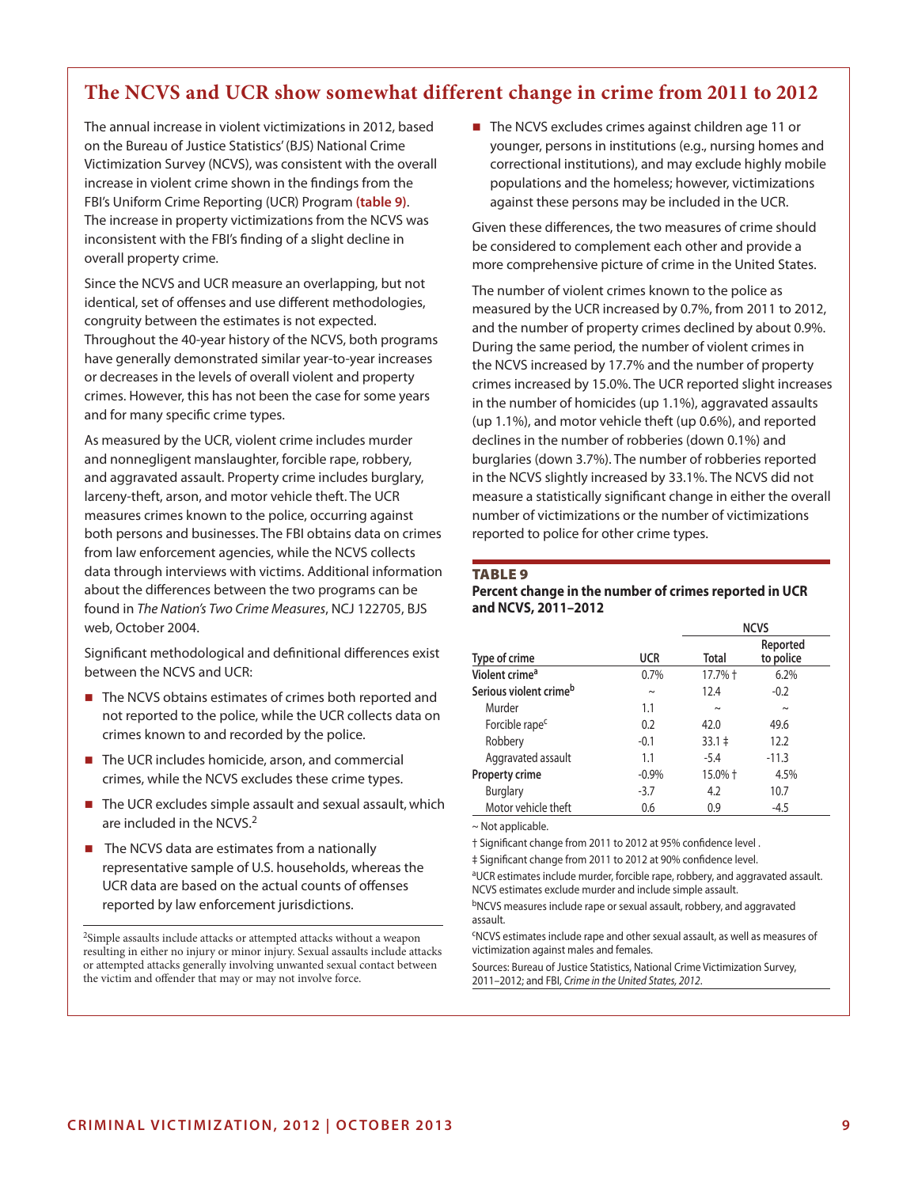## The NCVS and UCR show somewhat different change in crime from 2011 to 2012

The annual increase in violent victimizations in 2012, based on the Bureau of Justice Statistics' (BJS) National Crime Victimization Survey (NCVS), was consistent with the overall increase in violent crime shown in the findings from the FBI's Uniform Crime Reporting (UCR) Program **(table 9)**. The increase in property victimizations from the NCVS was inconsistent with the FBI's finding of a slight decline in overall property crime.

Since the NCVS and UCR measure an overlapping, but not identical, set of offenses and use different methodologies, congruity between the estimates is not expected. Throughout the 40-year history of the NCVS, both programs have generally demonstrated similar year-to-year increases or decreases in the levels of overall violent and property crimes. However, this has not been the case for some years and for many specific crime types.

As measured by the UCR, violent crime includes murder and nonnegligent manslaughter, forcible rape, robbery, and aggravated assault. Property crime includes burglary, larceny-theft, arson, and motor vehicle theft. The UCR measures crimes known to the police, occurring against both persons and businesses. The FBI obtains data on crimes from law enforcement agencies, while the NCVS collects data through interviews with victims. Additional information about the differences between the two programs can be found in *The Nation's Two Crime Measures*, NCJ 122705, BJS web, October 2004.

Significant methodological and definitional differences exist between the NCVS and UCR:

- The NCVS obtains estimates of crimes both reported and not reported to the police, while the UCR collects data on crimes known to and recorded by the police.
- The UCR includes homicide, arson, and commercial crimes, while the NCVS excludes these crime types.
- The UCR excludes simple assault and sexual assault, which are included in the NCVS.[2]
- The NCVS data are estimates from a nationally representative sample of U.S. households, whereas the UCR data are based on the actual counts of offenses reported by law enforcement jurisdictions.
- The NCVS excludes crimes against children age 11 or younger, persons in institutions (e.g., nursing homes and correctional institutions), and may exclude highly mobile populations and the homeless; however, victimizations against these persons may be included in the UCR.

Given these differences, the two measures of crime should be considered to complement each other and provide a more comprehensive picture of crime in the United States.

The number of violent crimes known to the police as measured by the UCR increased by 0.7%, from 2011 to 2012, and the number of property crimes declined by about 0.9%. During the same period, the number of violent crimes in the NCVS increased by 17.7% and the number of property crimes increased by 15.0%. The UCR reported slight increases in the number of homicides (up 1.1%), aggravated assaults (up 1.1%), and motor vehicle theft (up 0.6%), and reported declines in the number of robberies (down 0.1%) and burglaries (down 3.7%). The number of robberies reported in the NCVS slightly increased by 33.1%. The NCVS did not measure a statistically significant change in either the overall number of victimizations or the number of victimizations reported to police for other crime types.

[2]Simple assaults include attacks or attempted attacks without a weapon resulting in either no injury or minor injury. Sexual assaults include attacks or attempted attacks generally involving unwanted sexual contact between the victim and offender that may or may not involve force.

**TABLE 9**
**Percent change in the number of crimes reported in UCR and NCVS, 2011–2012**

| Type of crime | UCR | NCVS Total | NCVS Reported to police |
|---|---|---|---|
| Violent crime[a] | 0.7% | 17.7% † | 6.2% |
| Serious violent crime[b] | ~ | 12.4 | -0.2 |
| Murder | 1.1 | ~ | ~ |
| Forcible rape[c] | 0.2 | 42.0 | 49.6 |
| Robbery | -0.1 | 33.1 ‡ | 12.2 |
| Aggravated assault | 1.1 | -5.4 | -11.3 |
| Property crime | -0.9% | 15.0% † | 4.5% |
| Burglary | -3.7 | 4.2 | 10.7 |
| Motor vehicle theft | 0.6 | 0.9 | -4.5 |

~ Not applicable.

† Significant change from 2011 to 2012 at 95% confidence level .

‡ Significant change from 2011 to 2012 at 90% confidence level.

[a]UCR estimates include murder, forcible rape, robbery, and aggravated assault. NCVS estimates exclude murder and include simple assault.

[b]NCVS measures include rape or sexual assault, robbery, and aggravated assault.

[c]NCVS estimates include rape and other sexual assault, as well as measures of victimization against males and females.

Sources: Bureau of Justice Statistics, National Crime Victimization Survey, 2011–2012; and FBI, *Crime in the United States, 2012*.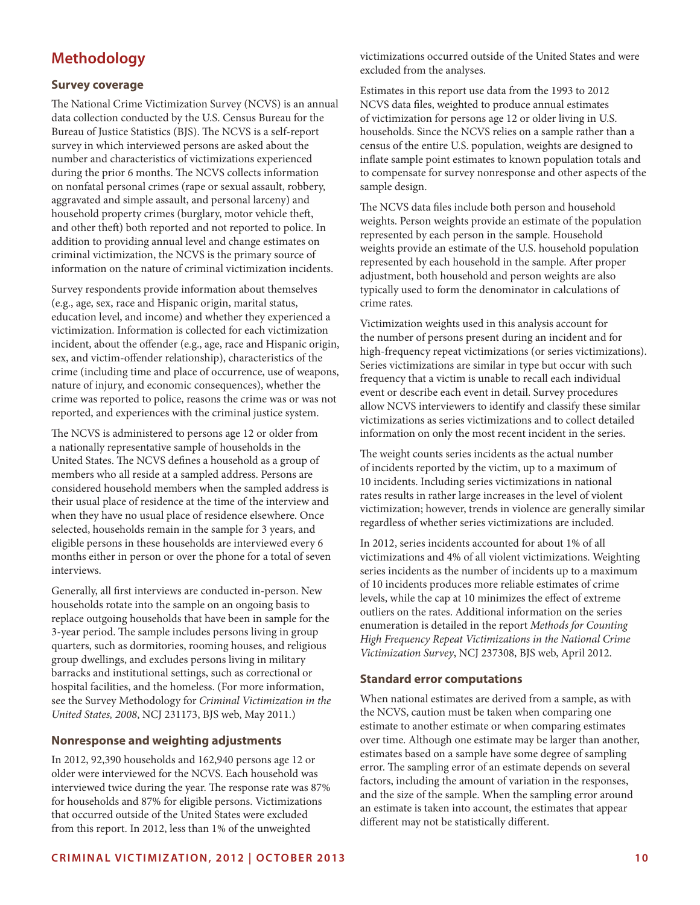## Methodology

### Survey coverage

The National Crime Victimization Survey (NCVS) is an annual data collection conducted by the U.S. Census Bureau for the Bureau of Justice Statistics (BJS). The NCVS is a self-report survey in which interviewed persons are asked about the number and characteristics of victimizations experienced during the prior 6 months. The NCVS collects information on nonfatal personal crimes (rape or sexual assault, robbery, aggravated and simple assault, and personal larceny) and household property crimes (burglary, motor vehicle theft, and other theft) both reported and not reported to police. In addition to providing annual level and change estimates on criminal victimization, the NCVS is the primary source of information on the nature of criminal victimization incidents.

Survey respondents provide information about themselves (e.g., age, sex, race and Hispanic origin, marital status, education level, and income) and whether they experienced a victimization. Information is collected for each victimization incident, about the offender (e.g., age, race and Hispanic origin, sex, and victim-offender relationship), characteristics of the crime (including time and place of occurrence, use of weapons, nature of injury, and economic consequences), whether the crime was reported to police, reasons the crime was or was not reported, and experiences with the criminal justice system.

The NCVS is administered to persons age 12 or older from a nationally representative sample of households in the United States. The NCVS defines a household as a group of members who all reside at a sampled address. Persons are considered household members when the sampled address is their usual place of residence at the time of the interview and when they have no usual place of residence elsewhere. Once selected, households remain in the sample for 3 years, and eligible persons in these households are interviewed every 6 months either in person or over the phone for a total of seven interviews.

Generally, all first interviews are conducted in-person. New households rotate into the sample on an ongoing basis to replace outgoing households that have been in sample for the 3-year period. The sample includes persons living in group quarters, such as dormitories, rooming houses, and religious group dwellings, and excludes persons living in military barracks and institutional settings, such as correctional or hospital facilities, and the homeless. (For more information, see the Survey Methodology for *Criminal Victimization in the United States, 2008*, NCJ 231173, BJS web, May 2011.)

### Nonresponse and weighting adjustments

In 2012, 92,390 households and 162,940 persons age 12 or older were interviewed for the NCVS. Each household was interviewed twice during the year. The response rate was 87% for households and 87% for eligible persons. Victimizations that occurred outside of the United States were excluded from this report. In 2012, less than 1% of the unweighted victimizations occurred outside of the United States and were excluded from the analyses.

Estimates in this report use data from the 1993 to 2012 NCVS data files, weighted to produce annual estimates of victimization for persons age 12 or older living in U.S. households. Since the NCVS relies on a sample rather than a census of the entire U.S. population, weights are designed to inflate sample point estimates to known population totals and to compensate for survey nonresponse and other aspects of the sample design.

The NCVS data files include both person and household weights. Person weights provide an estimate of the population represented by each person in the sample. Household weights provide an estimate of the U.S. household population represented by each household in the sample. After proper adjustment, both household and person weights are also typically used to form the denominator in calculations of crime rates.

Victimization weights used in this analysis account for the number of persons present during an incident and for high-frequency repeat victimizations (or series victimizations). Series victimizations are similar in type but occur with such frequency that a victim is unable to recall each individual event or describe each event in detail. Survey procedures allow NCVS interviewers to identify and classify these similar victimizations as series victimizations and to collect detailed information on only the most recent incident in the series.

The weight counts series incidents as the actual number of incidents reported by the victim, up to a maximum of 10 incidents. Including series victimizations in national rates results in rather large increases in the level of violent victimization; however, trends in violence are generally similar regardless of whether series victimizations are included.

In 2012, series incidents accounted for about 1% of all victimizations and 4% of all violent victimizations. Weighting series incidents as the number of incidents up to a maximum of 10 incidents produces more reliable estimates of crime levels, while the cap at 10 minimizes the effect of extreme outliers on the rates. Additional information on the series enumeration is detailed in the report *Methods for Counting High Frequency Repeat Victimizations in the National Crime Victimization Survey*, NCJ 237308, BJS web, April 2012.

### Standard error computations

When national estimates are derived from a sample, as with the NCVS, caution must be taken when comparing one estimate to another estimate or when comparing estimates over time. Although one estimate may be larger than another, estimates based on a sample have some degree of sampling error. The sampling error of an estimate depends on several factors, including the amount of variation in the responses, and the size of the sample. When the sampling error around an estimate is taken into account, the estimates that appear different may not be statistically different.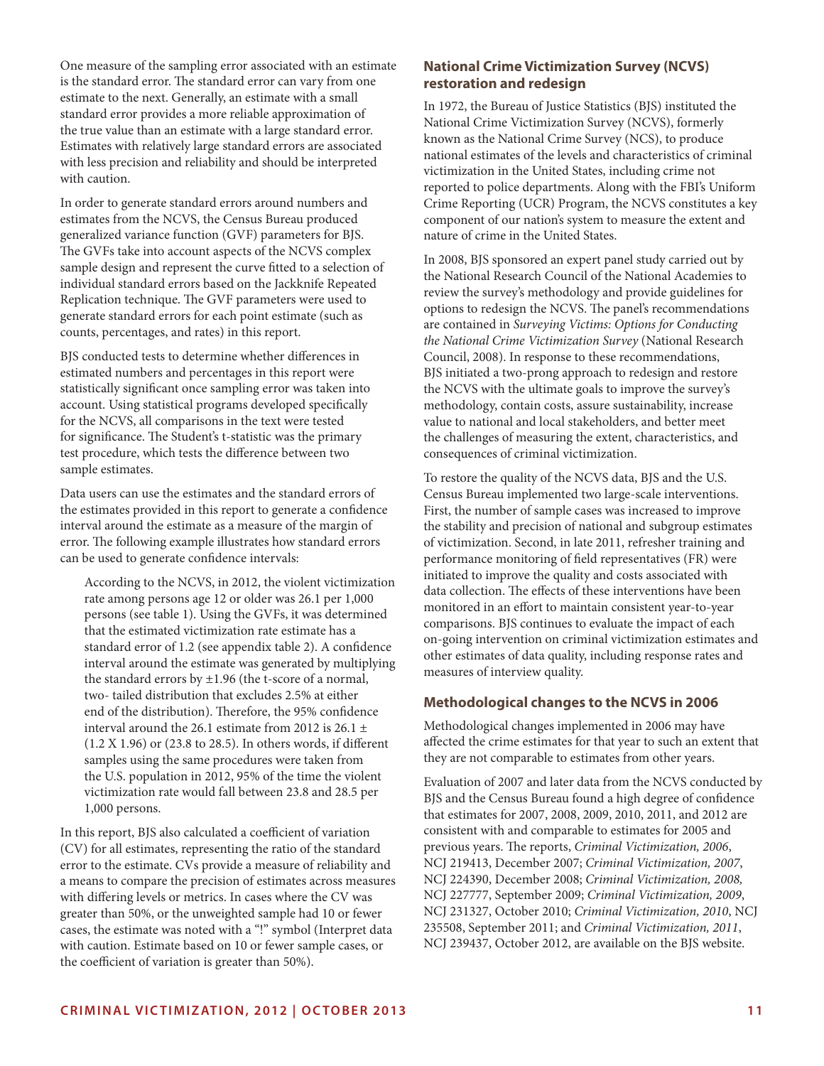One measure of the sampling error associated with an estimate is the standard error. The standard error can vary from one estimate to the next. Generally, an estimate with a small standard error provides a more reliable approximation of the true value than an estimate with a large standard error. Estimates with relatively large standard errors are associated with less precision and reliability and should be interpreted with caution.

In order to generate standard errors around numbers and estimates from the NCVS, the Census Bureau produced generalized variance function (GVF) parameters for BJS. The GVFs take into account aspects of the NCVS complex sample design and represent the curve fitted to a selection of individual standard errors based on the Jackknife Repeated Replication technique. The GVF parameters were used to generate standard errors for each point estimate (such as counts, percentages, and rates) in this report.

BJS conducted tests to determine whether differences in estimated numbers and percentages in this report were statistically significant once sampling error was taken into account. Using statistical programs developed specifically for the NCVS, all comparisons in the text were tested for significance. The Student's t-statistic was the primary test procedure, which tests the difference between two sample estimates.

Data users can use the estimates and the standard errors of the estimates provided in this report to generate a confidence interval around the estimate as a measure of the margin of error. The following example illustrates how standard errors can be used to generate confidence intervals:

> According to the NCVS, in 2012, the violent victimization rate among persons age 12 or older was 26.1 per 1,000 persons (see table 1). Using the GVFs, it was determined that the estimated victimization rate estimate has a standard error of 1.2 (see appendix table 2). A confidence interval around the estimate was generated by multiplying the standard errors by ±1.96 (the t-score of a normal, two- tailed distribution that excludes 2.5% at either end of the distribution). Therefore, the 95% confidence interval around the 26.1 estimate from 2012 is 26.1 ± (1.2 X 1.96) or (23.8 to 28.5). In others words, if different samples using the same procedures were taken from the U.S. population in 2012, 95% of the time the violent victimization rate would fall between 23.8 and 28.5 per 1,000 persons.

In this report, BJS also calculated a coefficient of variation (CV) for all estimates, representing the ratio of the standard error to the estimate. CVs provide a measure of reliability and a means to compare the precision of estimates across measures with differing levels or metrics. In cases where the CV was greater than 50%, or the unweighted sample had 10 or fewer cases, the estimate was noted with a "!" symbol (Interpret data with caution. Estimate based on 10 or fewer sample cases, or the coefficient of variation is greater than 50%).

### National Crime Victimization Survey (NCVS) restoration and redesign

In 1972, the Bureau of Justice Statistics (BJS) instituted the National Crime Victimization Survey (NCVS), formerly known as the National Crime Survey (NCS), to produce national estimates of the levels and characteristics of criminal victimization in the United States, including crime not reported to police departments. Along with the FBI's Uniform Crime Reporting (UCR) Program, the NCVS constitutes a key component of our nation's system to measure the extent and nature of crime in the United States.

In 2008, BJS sponsored an expert panel study carried out by the National Research Council of the National Academies to review the survey's methodology and provide guidelines for options to redesign the NCVS. The panel's recommendations are contained in *Surveying Victims: Options for Conducting the National Crime Victimization Survey* (National Research Council, 2008). In response to these recommendations, BJS initiated a two-prong approach to redesign and restore the NCVS with the ultimate goals to improve the survey's methodology, contain costs, assure sustainability, increase value to national and local stakeholders, and better meet the challenges of measuring the extent, characteristics, and consequences of criminal victimization.

To restore the quality of the NCVS data, BJS and the U.S. Census Bureau implemented two large-scale interventions. First, the number of sample cases was increased to improve the stability and precision of national and subgroup estimates of victimization. Second, in late 2011, refresher training and performance monitoring of field representatives (FR) were initiated to improve the quality and costs associated with data collection. The effects of these interventions have been monitored in an effort to maintain consistent year-to-year comparisons. BJS continues to evaluate the impact of each on-going intervention on criminal victimization estimates and other estimates of data quality, including response rates and measures of interview quality.

### Methodological changes to the NCVS in 2006

Methodological changes implemented in 2006 may have affected the crime estimates for that year to such an extent that they are not comparable to estimates from other years.

Evaluation of 2007 and later data from the NCVS conducted by BJS and the Census Bureau found a high degree of confidence that estimates for 2007, 2008, 2009, 2010, 2011, and 2012 are consistent with and comparable to estimates for 2005 and previous years. The reports, *Criminal Victimization, 2006*, NCJ 219413, December 2007; *Criminal Victimization, 2007*, NCJ 224390, December 2008; *Criminal Victimization, 2008,* NCJ 227777, September 2009; *Criminal Victimization, 2009*, NCJ 231327, October 2010; *Criminal Victimization, 2010*, NCJ 235508, September 2011; and *Criminal Victimization, 2011*, NCJ 239437, October 2012, are available on the BJS website.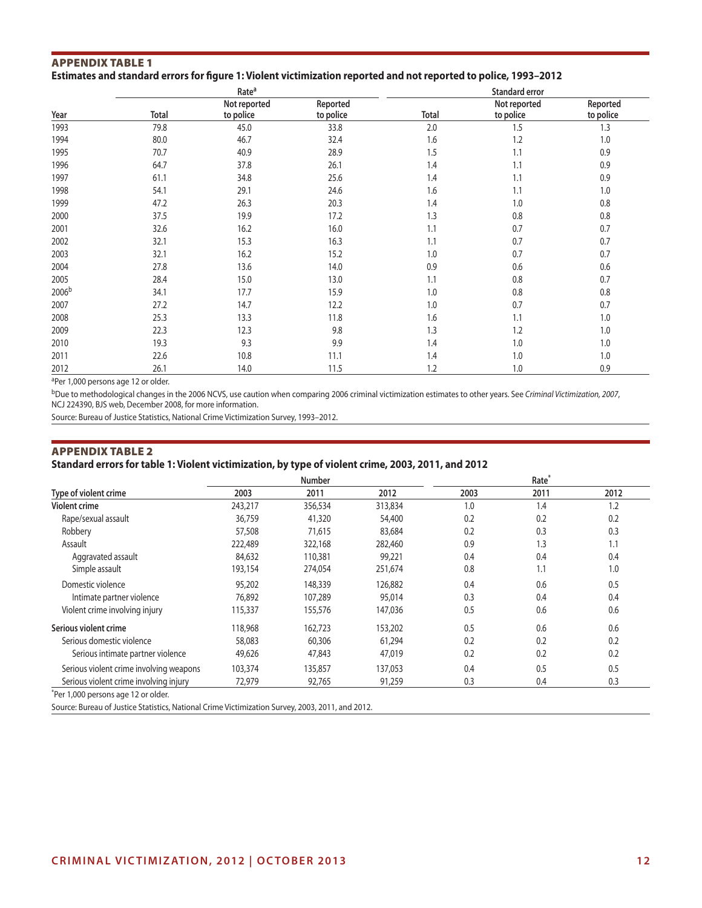## APPENDIX TABLE 1

**Estimates and standard errors for figure 1: Violent victimization reported and not reported to police, 1993–2012**

| | Rate[a] | | | Standard error | | |
|---|---|---|---|---|---|---|
| Year | Total | Not reported to police | Reported to police | Total | Not reported to police | Reported to police |
| 1993 | 79.8 | 45.0 | 33.8 | 2.0 | 1.5 | 1.3 |
| 1994 | 80.0 | 46.7 | 32.4 | 1.6 | 1.2 | 1.0 |
| 1995 | 70.7 | 40.9 | 28.9 | 1.5 | 1.1 | 0.9 |
| 1996 | 64.7 | 37.8 | 26.1 | 1.4 | 1.1 | 0.9 |
| 1997 | 61.1 | 34.8 | 25.6 | 1.4 | 1.1 | 0.9 |
| 1998 | 54.1 | 29.1 | 24.6 | 1.6 | 1.1 | 1.0 |
| 1999 | 47.2 | 26.3 | 20.3 | 1.4 | 1.0 | 0.8 |
| 2000 | 37.5 | 19.9 | 17.2 | 1.3 | 0.8 | 0.8 |
| 2001 | 32.6 | 16.2 | 16.0 | 1.1 | 0.7 | 0.7 |
| 2002 | 32.1 | 15.3 | 16.3 | 1.1 | 0.7 | 0.7 |
| 2003 | 32.1 | 16.2 | 15.2 | 1.0 | 0.7 | 0.7 |
| 2004 | 27.8 | 13.6 | 14.0 | 0.9 | 0.6 | 0.6 |
| 2005 | 28.4 | 15.0 | 13.0 | 1.1 | 0.8 | 0.7 |
| 2006[b] | 34.1 | 17.7 | 15.9 | 1.0 | 0.8 | 0.8 |
| 2007 | 27.2 | 14.7 | 12.2 | 1.0 | 0.7 | 0.7 |
| 2008 | 25.3 | 13.3 | 11.8 | 1.6 | 1.1 | 1.0 |
| 2009 | 22.3 | 12.3 | 9.8 | 1.3 | 1.2 | 1.0 |
| 2010 | 19.3 | 9.3 | 9.9 | 1.4 | 1.0 | 1.0 |
| 2011 | 22.6 | 10.8 | 11.1 | 1.4 | 1.0 | 1.0 |
| 2012 | 26.1 | 14.0 | 11.5 | 1.2 | 1.0 | 0.9 |

[a]Per 1,000 persons age 12 or older.

[b]Due to methodological changes in the 2006 NCVS, use caution when comparing 2006 criminal victimization estimates to other years. See *Criminal Victimization, 2007*, NCJ 224390, BJS web, December 2008, for more information.

Source: Bureau of Justice Statistics, National Crime Victimization Survey, 1993–2012.

## APPENDIX TABLE 2

**Standard errors for table 1: Violent victimization, by type of violent crime, 2003, 2011, and 2012**

| | Number | | | Rate* | | |
|---|---|---|---|---|---|---|
| Type of violent crime | 2003 | 2011 | 2012 | 2003 | 2011 | 2012 |
| **Violent crime** | 243,217 | 356,534 | 313,834 | 1.0 | 1.4 | 1.2 |
| Rape/sexual assault | 36,759 | 41,320 | 54,400 | 0.2 | 0.2 | 0.2 |
| Robbery | 57,508 | 71,615 | 83,684 | 0.2 | 0.3 | 0.3 |
| Assault | 222,489 | 322,168 | 282,460 | 0.9 | 1.3 | 1.1 |
| Aggravated assault | 84,632 | 110,381 | 99,221 | 0.4 | 0.4 | 0.4 |
| Simple assault | 193,154 | 274,054 | 251,674 | 0.8 | 1.1 | 1.0 |
| Domestic violence | 95,202 | 148,339 | 126,882 | 0.4 | 0.6 | 0.5 |
| Intimate partner violence | 76,892 | 107,289 | 95,014 | 0.3 | 0.4 | 0.4 |
| Violent crime involving injury | 115,337 | 155,576 | 147,036 | 0.5 | 0.6 | 0.6 |
| **Serious violent crime** | 118,968 | 162,723 | 153,202 | 0.5 | 0.6 | 0.6 |
| Serious domestic violence | 58,083 | 60,306 | 61,294 | 0.2 | 0.2 | 0.2 |
| Serious intimate partner violence | 49,626 | 47,843 | 47,019 | 0.2 | 0.2 | 0.2 |
| Serious violent crime involving weapons | 103,374 | 135,857 | 137,053 | 0.4 | 0.5 | 0.5 |
| Serious violent crime involving injury | 72,979 | 92,765 | 91,259 | 0.3 | 0.4 | 0.3 |

*Per 1,000 persons age 12 or older.

Source: Bureau of Justice Statistics, National Crime Victimization Survey, 2003, 2011, and 2012.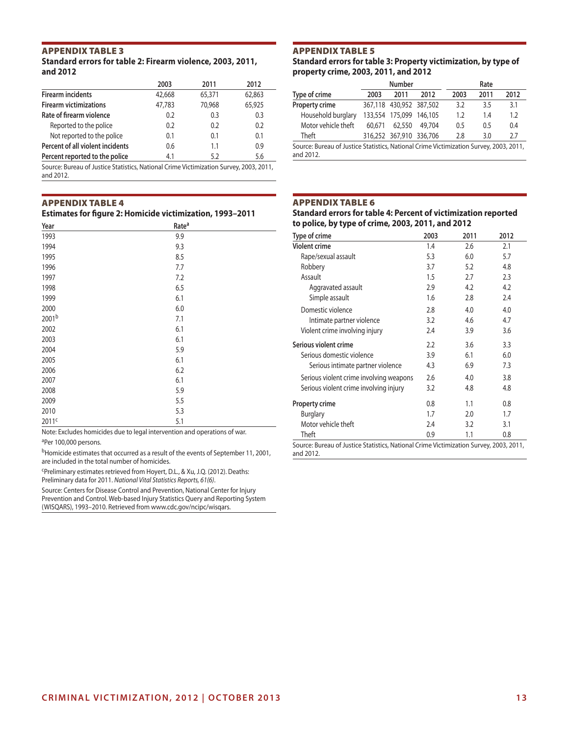## APPENDIX TABLE 3

### Standard errors for table 2: Firearm violence, 2003, 2011, and 2012

| | 2003 | 2011 | 2012 |
|---|---|---|---|
| **Firearm incidents** | 42,668 | 65,371 | 62,863 |
| **Firearm victimizations** | 47,783 | 70,968 | 65,925 |
| **Rate of firearm violence** | 0.2 | 0.3 | 0.3 |
| Reported to the police | 0.2 | 0.2 | 0.2 |
| Not reported to the police | 0.1 | 0.1 | 0.1 |
| **Percent of all violent incidents** | 0.6 | 1.1 | 0.9 |
| **Percent reported to the police** | 4.1 | 5.2 | 5.6 |

Source: Bureau of Justice Statistics, National Crime Victimization Survey, 2003, 2011, and 2012.

## APPENDIX TABLE 4

### Estimates for figure 2: Homicide victimization, 1993–2011

| Year | Rate[a] |
|---|---|
| 1993 | 9.9 |
| 1994 | 9.3 |
| 1995 | 8.5 |
| 1996 | 7.7 |
| 1997 | 7.2 |
| 1998 | 6.5 |
| 1999 | 6.1 |
| 2000 | 6.0 |
| 2001[b] | 7.1 |
| 2002 | 6.1 |
| 2003 | 6.1 |
| 2004 | 5.9 |
| 2005 | 6.1 |
| 2006 | 6.2 |
| 2007 | 6.1 |
| 2008 | 5.9 |
| 2009 | 5.5 |
| 2010 | 5.3 |
| 2011[c] | 5.1 |

Note: Excludes homicides due to legal intervention and operations of war.

[a]Per 100,000 persons.

[b]Homicide estimates that occurred as a result of the events of September 11, 2001, are included in the total number of homicides.

[c]Preliminary estimates retrieved from Hoyert, D.L., & Xu, J.Q. (2012). Deaths: Preliminary data for 2011. *National Vital Statistics Reports, 61(6)*.

Source: Centers for Disease Control and Prevention, National Center for Injury Prevention and Control. Web-based Injury Statistics Query and Reporting System (WISQARS), 1993–2010. Retrieved from www.cdc.gov/ncipc/wisqars.

## APPENDIX TABLE 5

### Standard errors for table 3: Property victimization, by type of property crime, 2003, 2011, and 2012

| | Number | | | Rate | | |
|---|---|---|---|---|---|---|
| Type of crime | 2003 | 2011 | 2012 | 2003 | 2011 | 2012 |
| **Property crime** | 367,118 | 430,952 | 387,502 | 3.2 | 3.5 | 3.1 |
| Household burglary | 133,554 | 175,099 | 146,105 | 1.2 | 1.4 | 1.2 |
| Motor vehicle theft | 60,671 | 62,550 | 49,704 | 0.5 | 0.5 | 0.4 |
| Theft | 316,252 | 367,910 | 336,706 | 2.8 | 3.0 | 2.7 |

Source: Bureau of Justice Statistics, National Crime Victimization Survey, 2003, 2011, and 2012.

## APPENDIX TABLE 6

### Standard errors for table 4: Percent of victimization reported to police, by type of crime, 2003, 2011, and 2012

| Type of crime | 2003 | 2011 | 2012 |
|---|---|---|---|
| **Violent crime** | 1.4 | 2.6 | 2.1 |
| Rape/sexual assault | 5.3 | 6.0 | 5.7 |
| Robbery | 3.7 | 5.2 | 4.8 |
| Assault | 1.5 | 2.7 | 2.3 |
| Aggravated assault | 2.9 | 4.2 | 4.2 |
| Simple assault | 1.6 | 2.8 | 2.4 |
| Domestic violence | 2.8 | 4.0 | 4.0 |
| Intimate partner violence | 3.2 | 4.6 | 4.7 |
| Violent crime involving injury | 2.4 | 3.9 | 3.6 |
| **Serious violent crime** | 2.2 | 3.6 | 3.3 |
| Serious domestic violence | 3.9 | 6.1 | 6.0 |
| Serious intimate partner violence | 4.3 | 6.9 | 7.3 |
| Serious violent crime involving weapons | 2.6 | 4.0 | 3.8 |
| Serious violent crime involving injury | 3.2 | 4.8 | 4.8 |
| **Property crime** | 0.8 | 1.1 | 0.8 |
| Burglary | 1.7 | 2.0 | 1.7 |
| Motor vehicle theft | 2.4 | 3.2 | 3.1 |
| Theft | 0.9 | 1.1 | 0.8 |

Source: Bureau of Justice Statistics, National Crime Victimization Survey, 2003, 2011, and 2012.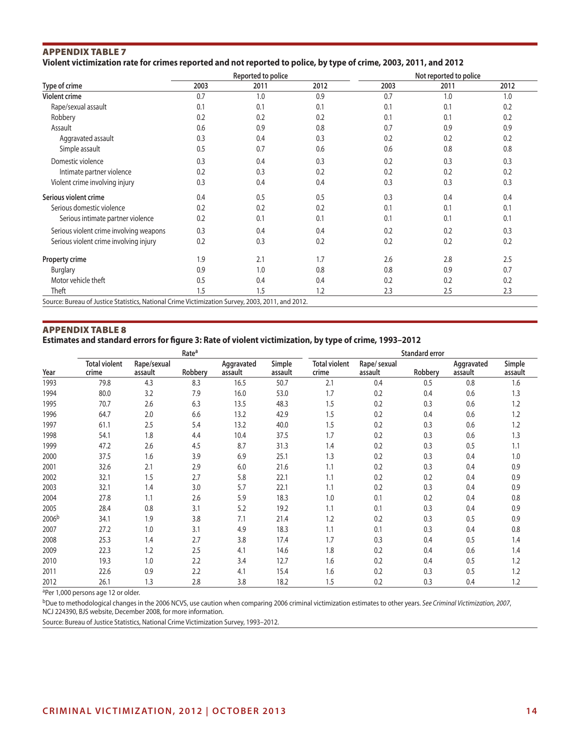## APPENDIX TABLE 7

**Violent victimization rate for crimes reported and not reported to police, by type of crime, 2003, 2011, and 2012**

| Type of crime | Reported to police | | | Not reported to police | | |
|---|---|---|---|---|---|---|
| | 2003 | 2011 | 2012 | 2003 | 2011 | 2012 |
| **Violent crime** | 0.7 | 1.0 | 0.9 | 0.7 | 1.0 | 1.0 |
| Rape/sexual assault | 0.1 | 0.1 | 0.1 | 0.1 | 0.1 | 0.2 |
| Robbery | 0.2 | 0.2 | 0.2 | 0.1 | 0.1 | 0.2 |
| Assault | 0.6 | 0.9 | 0.8 | 0.7 | 0.9 | 0.9 |
| Aggravated assault | 0.3 | 0.4 | 0.3 | 0.2 | 0.2 | 0.2 |
| Simple assault | 0.5 | 0.7 | 0.6 | 0.6 | 0.8 | 0.8 |
| Domestic violence | 0.3 | 0.4 | 0.3 | 0.2 | 0.3 | 0.3 |
| Intimate partner violence | 0.2 | 0.3 | 0.2 | 0.2 | 0.2 | 0.2 |
| Violent crime involving injury | 0.3 | 0.4 | 0.4 | 0.3 | 0.3 | 0.3 |
| **Serious violent crime** | 0.4 | 0.5 | 0.5 | 0.3 | 0.4 | 0.4 |
| Serious domestic violence | 0.2 | 0.2 | 0.2 | 0.1 | 0.1 | 0.1 |
| Serious intimate partner violence | 0.2 | 0.1 | 0.1 | 0.1 | 0.1 | 0.1 |
| Serious violent crime involving weapons | 0.3 | 0.4 | 0.4 | 0.2 | 0.2 | 0.3 |
| Serious violent crime involving injury | 0.2 | 0.3 | 0.2 | 0.2 | 0.2 | 0.2 |
| **Property crime** | 1.9 | 2.1 | 1.7 | 2.6 | 2.8 | 2.5 |
| Burglary | 0.9 | 1.0 | 0.8 | 0.8 | 0.9 | 0.7 |
| Motor vehicle theft | 0.5 | 0.4 | 0.4 | 0.2 | 0.2 | 0.2 |
| Theft | 1.5 | 1.5 | 1.2 | 2.3 | 2.5 | 2.3 |

Source: Bureau of Justice Statistics, National Crime Victimization Survey, 2003, 2011, and 2012.

## APPENDIX TABLE 8

**Estimates and standard errors for figure 3: Rate of violent victimization, by type of crime, 1993–2012**

| Year | Rate[a] | | | | | Standard error | | | | |
|---|---|---|---|---|---|---|---|---|---|---|
| | Total violent crime | Rape/sexual assault | Robbery | Aggravated assault | Simple assault | Total violent crime | Rape/ sexual assault | Robbery | Aggravated assault | Simple assault |
| 1993 | 79.8 | 4.3 | 8.3 | 16.5 | 50.7 | 2.1 | 0.4 | 0.5 | 0.8 | 1.6 |
| 1994 | 80.0 | 3.2 | 7.9 | 16.0 | 53.0 | 1.7 | 0.2 | 0.4 | 0.6 | 1.3 |
| 1995 | 70.7 | 2.6 | 6.3 | 13.5 | 48.3 | 1.5 | 0.2 | 0.3 | 0.6 | 1.2 |
| 1996 | 64.7 | 2.0 | 6.6 | 13.2 | 42.9 | 1.5 | 0.2 | 0.4 | 0.6 | 1.2 |
| 1997 | 61.1 | 2.5 | 5.4 | 13.2 | 40.0 | 1.5 | 0.2 | 0.3 | 0.6 | 1.2 |
| 1998 | 54.1 | 1.8 | 4.4 | 10.4 | 37.5 | 1.7 | 0.2 | 0.3 | 0.6 | 1.3 |
| 1999 | 47.2 | 2.6 | 4.5 | 8.7 | 31.3 | 1.4 | 0.2 | 0.3 | 0.5 | 1.1 |
| 2000 | 37.5 | 1.6 | 3.9 | 6.9 | 25.1 | 1.3 | 0.2 | 0.3 | 0.4 | 1.0 |
| 2001 | 32.6 | 2.1 | 2.9 | 6.0 | 21.6 | 1.1 | 0.2 | 0.3 | 0.4 | 0.9 |
| 2002 | 32.1 | 1.5 | 2.7 | 5.8 | 22.1 | 1.1 | 0.2 | 0.2 | 0.4 | 0.9 |
| 2003 | 32.1 | 1.4 | 3.0 | 5.7 | 22.1 | 1.1 | 0.2 | 0.3 | 0.4 | 0.9 |
| 2004 | 27.8 | 1.1 | 2.6 | 5.9 | 18.3 | 1.0 | 0.1 | 0.2 | 0.4 | 0.8 |
| 2005 | 28.4 | 0.8 | 3.1 | 5.2 | 19.2 | 1.1 | 0.1 | 0.3 | 0.4 | 0.9 |
| 2006[b] | 34.1 | 1.9 | 3.8 | 7.1 | 21.4 | 1.2 | 0.2 | 0.3 | 0.5 | 0.9 |
| 2007 | 27.2 | 1.0 | 3.1 | 4.9 | 18.3 | 1.1 | 0.1 | 0.3 | 0.4 | 0.8 |
| 2008 | 25.3 | 1.4 | 2.7 | 3.8 | 17.4 | 1.7 | 0.3 | 0.4 | 0.5 | 1.4 |
| 2009 | 22.3 | 1.2 | 2.5 | 4.1 | 14.6 | 1.8 | 0.2 | 0.4 | 0.6 | 1.4 |
| 2010 | 19.3 | 1.0 | 2.2 | 3.4 | 12.7 | 1.6 | 0.2 | 0.4 | 0.5 | 1.2 |
| 2011 | 22.6 | 0.9 | 2.2 | 4.1 | 15.4 | 1.6 | 0.2 | 0.3 | 0.5 | 1.2 |
| 2012 | 26.1 | 1.3 | 2.8 | 3.8 | 18.2 | 1.5 | 0.2 | 0.3 | 0.4 | 1.2 |

[a]Per 1,000 persons age 12 or older.

[b]Due to methodological changes in the 2006 NCVS, use caution when comparing 2006 criminal victimization estimates to other years. *See Criminal Victimization, 2007*, NCJ 224390, BJS website, December 2008, for more information.

Source: Bureau of Justice Statistics, National Crime Victimization Survey, 1993–2012.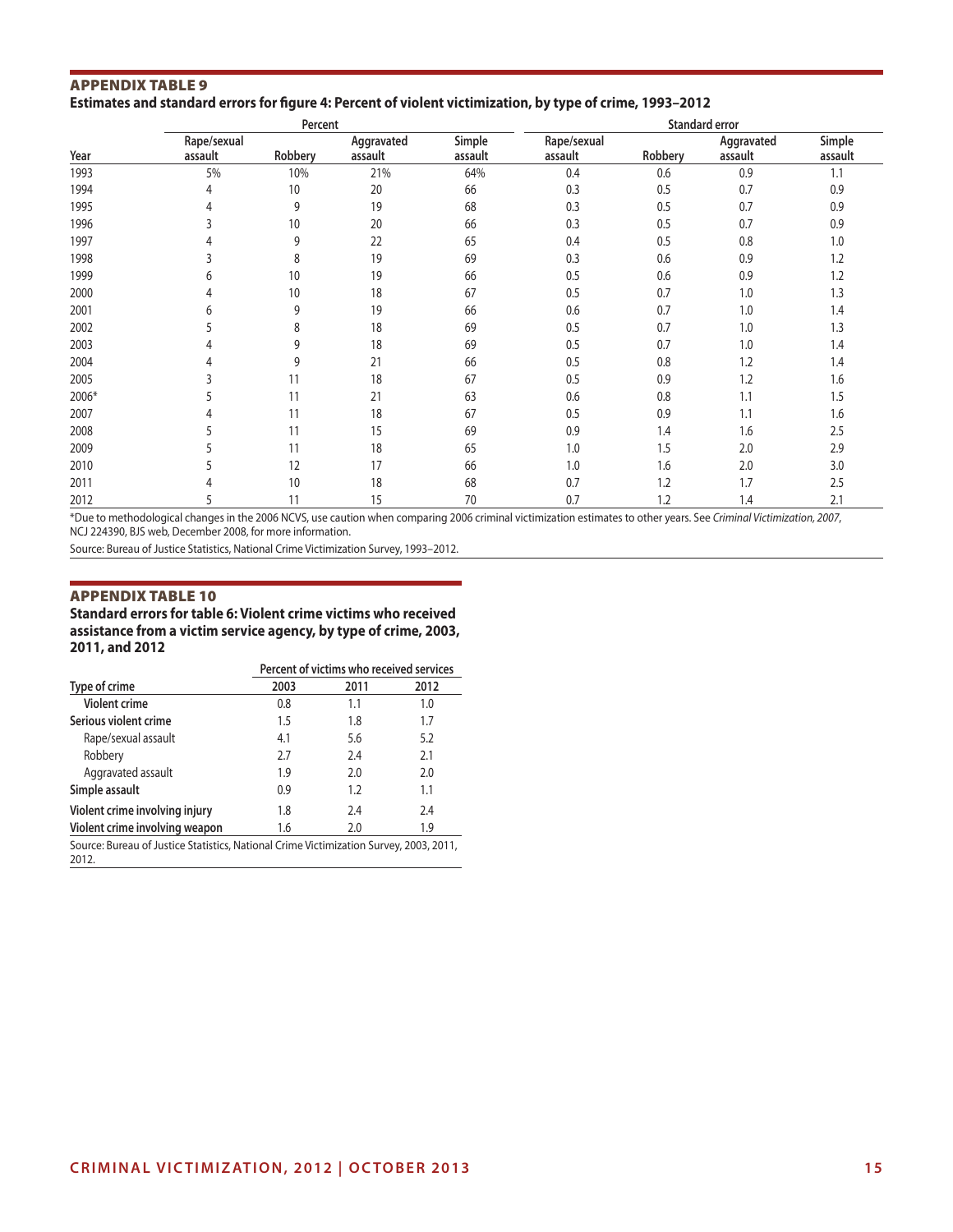## APPENDIX TABLE 9

**Estimates and standard errors for figure 4: Percent of violent victimization, by type of crime, 1993–2012**

| | Percent | | | | Standard error | | | |
|---|---|---|---|---|---|---|---|---|
| Year | Rape/sexual assault | Robbery | Aggravated assault | Simple assault | Rape/sexual assault | Robbery | Aggravated assault | Simple assault |
| 1993 | 5% | 10% | 21% | 64% | 0.4 | 0.6 | 0.9 | 1.1 |
| 1994 | 4 | 10 | 20 | 66 | 0.3 | 0.5 | 0.7 | 0.9 |
| 1995 | 4 | 9 | 19 | 68 | 0.3 | 0.5 | 0.7 | 0.9 |
| 1996 | 3 | 10 | 20 | 66 | 0.3 | 0.5 | 0.7 | 0.9 |
| 1997 | 4 | 9 | 22 | 65 | 0.4 | 0.5 | 0.8 | 1.0 |
| 1998 | 3 | 8 | 19 | 69 | 0.3 | 0.6 | 0.9 | 1.2 |
| 1999 | 6 | 10 | 19 | 66 | 0.5 | 0.6 | 0.9 | 1.2 |
| 2000 | 4 | 10 | 18 | 67 | 0.5 | 0.7 | 1.0 | 1.3 |
| 2001 | 6 | 9 | 19 | 66 | 0.6 | 0.7 | 1.0 | 1.4 |
| 2002 | 5 | 8 | 18 | 69 | 0.5 | 0.7 | 1.0 | 1.3 |
| 2003 | 4 | 9 | 18 | 69 | 0.5 | 0.7 | 1.0 | 1.4 |
| 2004 | 4 | 9 | 21 | 66 | 0.5 | 0.8 | 1.2 | 1.4 |
| 2005 | 3 | 11 | 18 | 67 | 0.5 | 0.9 | 1.2 | 1.6 |
| 2006* | 5 | 11 | 21 | 63 | 0.6 | 0.8 | 1.1 | 1.5 |
| 2007 | 4 | 11 | 18 | 67 | 0.5 | 0.9 | 1.1 | 1.6 |
| 2008 | 5 | 11 | 15 | 69 | 0.9 | 1.4 | 1.6 | 2.5 |
| 2009 | 5 | 11 | 18 | 65 | 1.0 | 1.5 | 2.0 | 2.9 |
| 2010 | 5 | 12 | 17 | 66 | 1.0 | 1.6 | 2.0 | 3.0 |
| 2011 | 4 | 10 | 18 | 68 | 0.7 | 1.2 | 1.7 | 2.5 |
| 2012 | 5 | 11 | 15 | 70 | 0.7 | 1.2 | 1.4 | 2.1 |

*Due to methodological changes in the 2006 NCVS, use caution when comparing 2006 criminal victimization estimates to other years. See *Criminal Victimization, 2007*, NCJ 224390, BJS web, December 2008, for more information.

Source: Bureau of Justice Statistics, National Crime Victimization Survey, 1993–2012.

## APPENDIX TABLE 10

**Standard errors for table 6: Violent crime victims who received assistance from a victim service agency, by type of crime, 2003, 2011, and 2012**

| | Percent of victims who received services | | |
|---|---|---|---|
| Type of crime | 2003 | 2011 | 2012 |
| Violent crime | 0.8 | 1.1 | 1.0 |
| Serious violent crime | 1.5 | 1.8 | 1.7 |
| Rape/sexual assault | 4.1 | 5.6 | 5.2 |
| Robbery | 2.7 | 2.4 | 2.1 |
| Aggravated assault | 1.9 | 2.0 | 2.0 |
| Simple assault | 0.9 | 1.2 | 1.1 |
| Violent crime involving injury | 1.8 | 2.4 | 2.4 |
| Violent crime involving weapon | 1.6 | 2.0 | 1.9 |

Source: Bureau of Justice Statistics, National Crime Victimization Survey, 2003, 2011, 2012.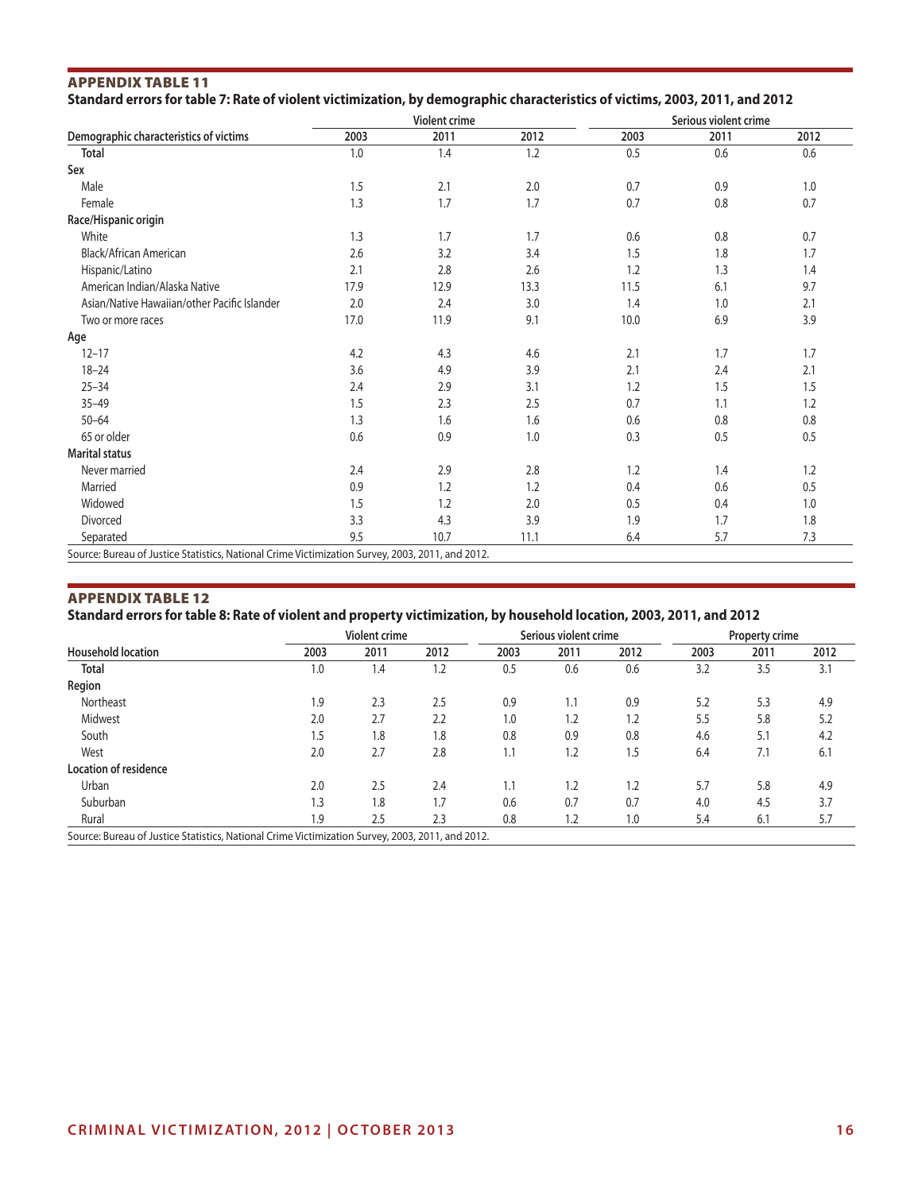## APPENDIX TABLE 11

**Standard errors for table 7: Rate of violent victimization, by demographic characteristics of victims, 2003, 2011, and 2012**

| Demographic characteristics of victims | Violent crime | | | Serious violent crime | | |
|---|---|---|---|---|---|---|
| | 2003 | 2011 | 2012 | 2003 | 2011 | 2012 |
| **Total** | 1.0 | 1.4 | 1.2 | 0.5 | 0.6 | 0.6 |
| **Sex** | | | | | | |
| Male | 1.5 | 2.1 | 2.0 | 0.7 | 0.9 | 1.0 |
| Female | 1.3 | 1.7 | 1.7 | 0.7 | 0.8 | 0.7 |
| **Race/Hispanic origin** | | | | | | |
| White | 1.3 | 1.7 | 1.7 | 0.6 | 0.8 | 0.7 |
| Black/African American | 2.6 | 3.2 | 3.4 | 1.5 | 1.8 | 1.7 |
| Hispanic/Latino | 2.1 | 2.8 | 2.6 | 1.2 | 1.3 | 1.4 |
| American Indian/Alaska Native | 17.9 | 12.9 | 13.3 | 11.5 | 6.1 | 9.7 |
| Asian/Native Hawaiian/other Pacific Islander | 2.0 | 2.4 | 3.0 | 1.4 | 1.0 | 2.1 |
| Two or more races | 17.0 | 11.9 | 9.1 | 10.0 | 6.9 | 3.9 |
| **Age** | | | | | | |
| 12–17 | 4.2 | 4.3 | 4.6 | 2.1 | 1.7 | 1.7 |
| 18–24 | 3.6 | 4.9 | 3.9 | 2.1 | 2.4 | 2.1 |
| 25–34 | 2.4 | 2.9 | 3.1 | 1.2 | 1.5 | 1.5 |
| 35–49 | 1.5 | 2.3 | 2.5 | 0.7 | 1.1 | 1.2 |
| 50–64 | 1.3 | 1.6 | 1.6 | 0.6 | 0.8 | 0.8 |
| 65 or older | 0.6 | 0.9 | 1.0 | 0.3 | 0.5 | 0.5 |
| **Marital status** | | | | | | |
| Never married | 2.4 | 2.9 | 2.8 | 1.2 | 1.4 | 1.2 |
| Married | 0.9 | 1.2 | 1.2 | 0.4 | 0.6 | 0.5 |
| Widowed | 1.5 | 1.2 | 2.0 | 0.5 | 0.4 | 1.0 |
| Divorced | 3.3 | 4.3 | 3.9 | 1.9 | 1.7 | 1.8 |
| Separated | 9.5 | 10.7 | 11.1 | 6.4 | 5.7 | 7.3 |

Source: Bureau of Justice Statistics, National Crime Victimization Survey, 2003, 2011, and 2012.

## APPENDIX TABLE 12

**Standard errors for table 8: Rate of violent and property victimization, by household location, 2003, 2011, and 2012**

| Household location | Violent crime | | | Serious violent crime | | | Property crime | | |
|---|---|---|---|---|---|---|---|---|---|
| | 2003 | 2011 | 2012 | 2003 | 2011 | 2012 | 2003 | 2011 | 2012 |
| **Total** | 1.0 | 1.4 | 1.2 | 0.5 | 0.6 | 0.6 | 3.2 | 3.5 | 3.1 |
| **Region** | | | | | | | | | |
| Northeast | 1.9 | 2.3 | 2.5 | 0.9 | 1.1 | 0.9 | 5.2 | 5.3 | 4.9 |
| Midwest | 2.0 | 2.7 | 2.2 | 1.0 | 1.2 | 1.2 | 5.5 | 5.8 | 5.2 |
| South | 1.5 | 1.8 | 1.8 | 0.8 | 0.9 | 0.8 | 4.6 | 5.1 | 4.2 |
| West | 2.0 | 2.7 | 2.8 | 1.1 | 1.2 | 1.5 | 6.4 | 7.1 | 6.1 |
| **Location of residence** | | | | | | | | | |
| Urban | 2.0 | 2.5 | 2.4 | 1.1 | 1.2 | 1.2 | 5.7 | 5.8 | 4.9 |
| Suburban | 1.3 | 1.8 | 1.7 | 0.6 | 0.7 | 0.7 | 4.0 | 4.5 | 3.7 |
| Rural | 1.9 | 2.5 | 2.3 | 0.8 | 1.2 | 1.0 | 5.4 | 6.1 | 5.7 |

Source: Bureau of Justice Statistics, National Crime Victimization Survey, 2003, 2011, and 2012.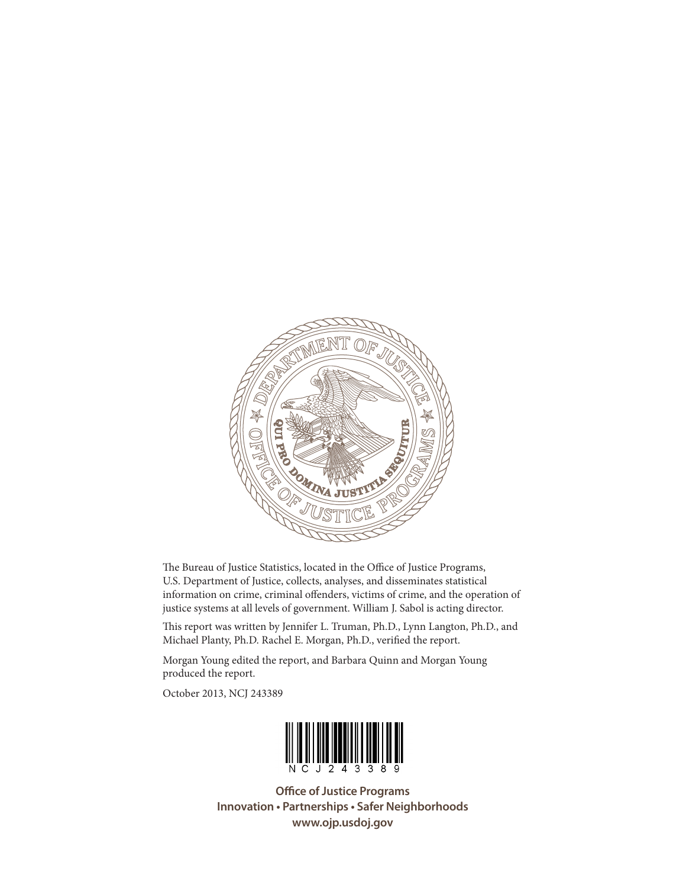The Bureau of Justice Statistics, located in the Office of Justice Programs, U.S. Department of Justice, collects, analyses, and disseminates statistical information on crime, criminal offenders, victims of crime, and the operation of justice systems at all levels of government. William J. Sabol is acting director.

This report was written by Jennifer L. Truman, Ph.D., Lynn Langton, Ph.D., and Michael Planty, Ph.D. Rachel E. Morgan, Ph.D., verified the report.

Morgan Young edited the report, and Barbara Quinn and Morgan Young produced the report.

October 2013, NCJ 243389

NCJ243389

**Office of Justice Programs**
**Innovation • Partnerships • Safer Neighborhoods**
**www.ojp.usdoj.gov**